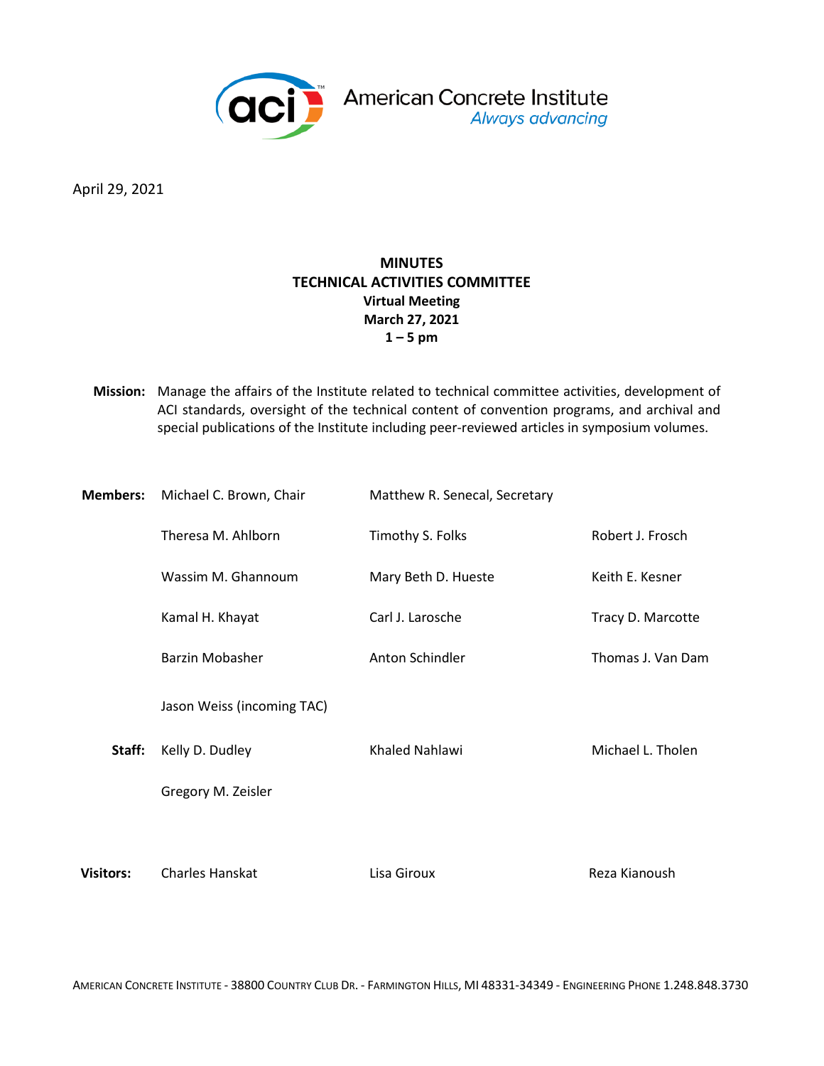American Concrete Institute
*Always advancing*

April 29, 2021

# MINUTES
# TECHNICAL ACTIVITIES COMMITTEE
**Virtual Meeting**
**March 27, 2021**
**1 – 5 pm**

**Mission:** Manage the affairs of the Institute related to technical committee activities, development of ACI standards, oversight of the technical content of convention programs, and archival and special publications of the Institute including peer-reviewed articles in symposium volumes.

| | | | |
|---|---|---|---|
| **Members:** | Michael C. Brown, Chair | Matthew R. Senecal, Secretary | |
| | Theresa M. Ahlborn | Timothy S. Folks | Robert J. Frosch |
| | Wassim M. Ghannoum | Mary Beth D. Hueste | Keith E. Kesner |
| | Kamal H. Khayat | Carl J. Larosche | Tracy D. Marcotte |
| | Barzin Mobasher | Anton Schindler | Thomas J. Van Dam |
| | Jason Weiss (incoming TAC) | | |
| **Staff:** | Kelly D. Dudley | Khaled Nahlawi | Michael L. Tholen |
| | Gregory M. Zeisler | | |
| **Visitors:** | Charles Hanskat | Lisa Giroux | Reza Kianoush |

American Concrete Institute - 38800 Country Club Dr. - Farmington Hills, MI 48331-34349 - Engineering Phone 1.248.848.3730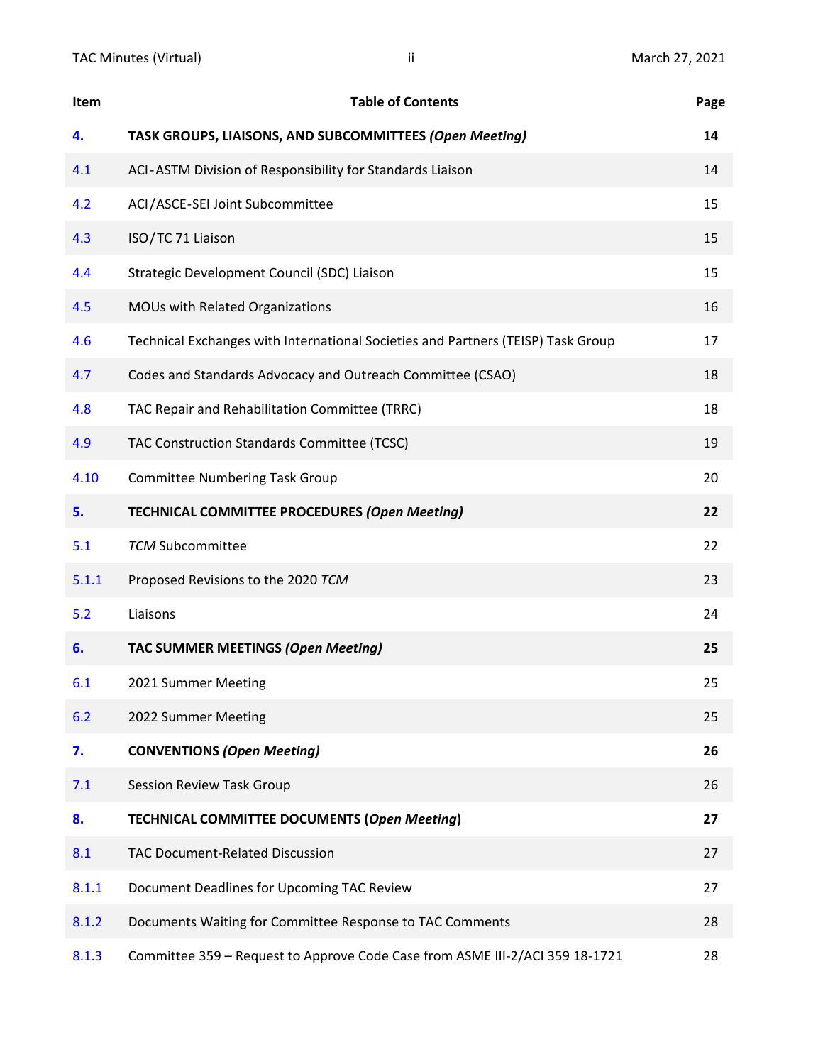| Item | Table of Contents | Page |
|---|---|---|
| **4.** | **TASK GROUPS, LIAISONS, AND SUBCOMMITTEES *(Open Meeting)*** | **14** |
| 4.1 | ACI-ASTM Division of Responsibility for Standards Liaison | 14 |
| 4.2 | ACI/ASCE-SEI Joint Subcommittee | 15 |
| 4.3 | ISO/TC 71 Liaison | 15 |
| 4.4 | Strategic Development Council (SDC) Liaison | 15 |
| 4.5 | MOUs with Related Organizations | 16 |
| 4.6 | Technical Exchanges with International Societies and Partners (TEISP) Task Group | 17 |
| 4.7 | Codes and Standards Advocacy and Outreach Committee (CSAO) | 18 |
| 4.8 | TAC Repair and Rehabilitation Committee (TRRC) | 18 |
| 4.9 | TAC Construction Standards Committee (TCSC) | 19 |
| 4.10 | Committee Numbering Task Group | 20 |
| **5.** | **TECHNICAL COMMITTEE PROCEDURES *(Open Meeting)*** | **22** |
| 5.1 | *TCM* Subcommittee | 22 |
| 5.1.1 | Proposed Revisions to the 2020 *TCM* | 23 |
| 5.2 | Liaisons | 24 |
| **6.** | **TAC SUMMER MEETINGS *(Open Meeting)*** | **25** |
| 6.1 | 2021 Summer Meeting | 25 |
| 6.2 | 2022 Summer Meeting | 25 |
| **7.** | **CONVENTIONS *(Open Meeting)*** | **26** |
| 7.1 | Session Review Task Group | 26 |
| **8.** | **TECHNICAL COMMITTEE DOCUMENTS (*Open Meeting*)** | **27** |
| 8.1 | TAC Document-Related Discussion | 27 |
| 8.1.1 | Document Deadlines for Upcoming TAC Review | 27 |
| 8.1.2 | Documents Waiting for Committee Response to TAC Comments | 28 |
| 8.1.3 | Committee 359 – Request to Approve Code Case from ASME III-2/ACI 359 18-1721 | 28 |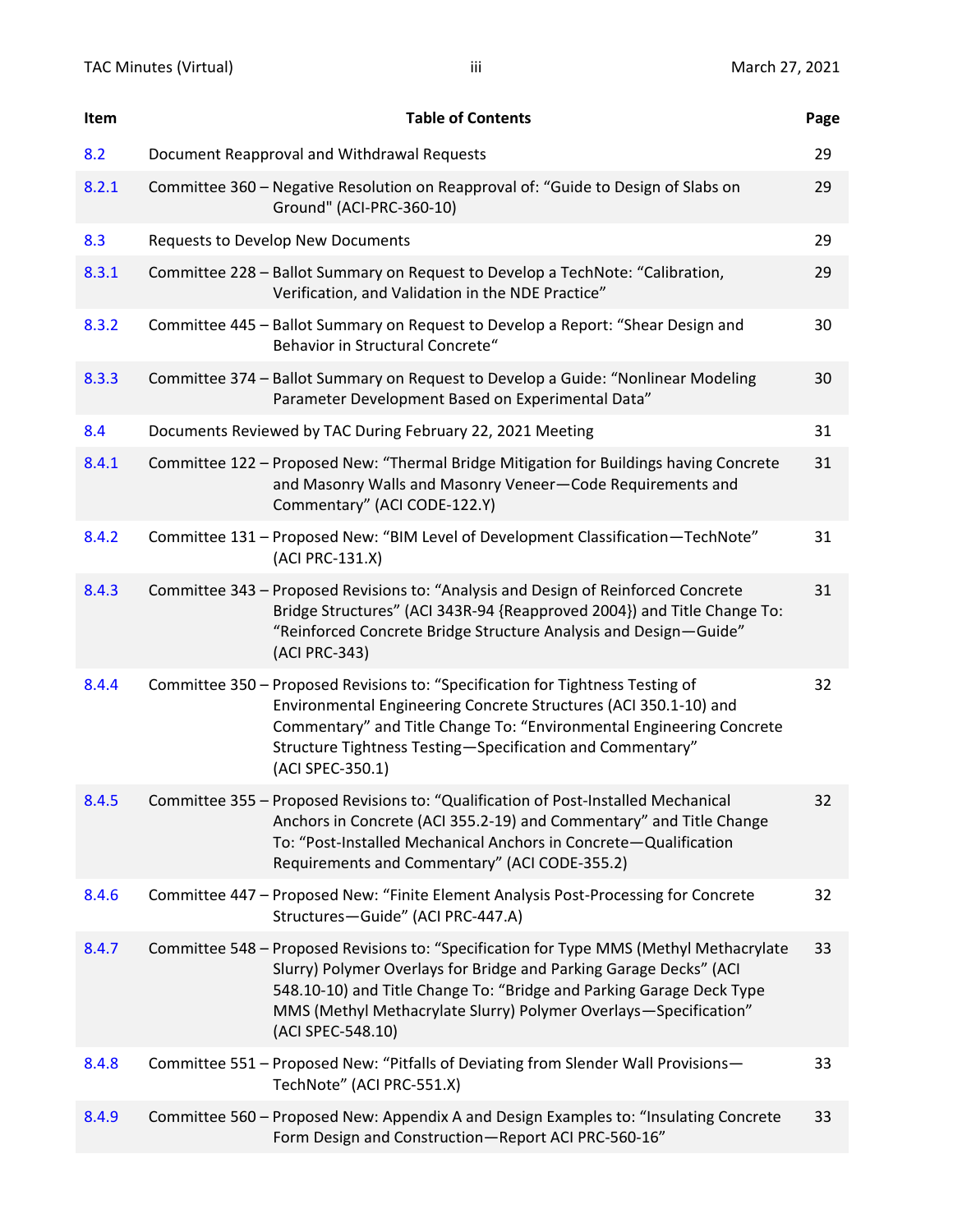| Item | Table of Contents | Page |
|---|---|---|
| 8.2 | Document Reapproval and Withdrawal Requests | 29 |
| 8.2.1 | Committee 360 – Negative Resolution on Reapproval of: “Guide to Design of Slabs on Ground" (ACI-PRC-360-10) | 29 |
| 8.3 | Requests to Develop New Documents | 29 |
| 8.3.1 | Committee 228 – Ballot Summary on Request to Develop a TechNote: “Calibration, Verification, and Validation in the NDE Practice” | 29 |
| 8.3.2 | Committee 445 – Ballot Summary on Request to Develop a Report: “Shear Design and Behavior in Structural Concrete“ | 30 |
| 8.3.3 | Committee 374 – Ballot Summary on Request to Develop a Guide: “Nonlinear Modeling Parameter Development Based on Experimental Data” | 30 |
| 8.4 | Documents Reviewed by TAC During February 22, 2021 Meeting | 31 |
| 8.4.1 | Committee 122 – Proposed New: “Thermal Bridge Mitigation for Buildings having Concrete and Masonry Walls and Masonry Veneer—Code Requirements and Commentary” (ACI CODE-122.Y) | 31 |
| 8.4.2 | Committee 131 – Proposed New: “BIM Level of Development Classification—TechNote” (ACI PRC-131.X) | 31 |
| 8.4.3 | Committee 343 – Proposed Revisions to: “Analysis and Design of Reinforced Concrete Bridge Structures” (ACI 343R-94 {Reapproved 2004}) and Title Change To: “Reinforced Concrete Bridge Structure Analysis and Design—Guide” (ACI PRC-343) | 31 |
| 8.4.4 | Committee 350 – Proposed Revisions to: “Specification for Tightness Testing of Environmental Engineering Concrete Structures (ACI 350.1-10) and Commentary” and Title Change To: “Environmental Engineering Concrete Structure Tightness Testing—Specification and Commentary” (ACI SPEC-350.1) | 32 |
| 8.4.5 | Committee 355 – Proposed Revisions to: “Qualification of Post-Installed Mechanical Anchors in Concrete (ACI 355.2-19) and Commentary” and Title Change To: “Post-Installed Mechanical Anchors in Concrete—Qualification Requirements and Commentary” (ACI CODE-355.2) | 32 |
| 8.4.6 | Committee 447 – Proposed New: “Finite Element Analysis Post-Processing for Concrete Structures—Guide” (ACI PRC-447.A) | 32 |
| 8.4.7 | Committee 548 – Proposed Revisions to: “Specification for Type MMS (Methyl Methacrylate Slurry) Polymer Overlays for Bridge and Parking Garage Decks” (ACI 548.10-10) and Title Change To: “Bridge and Parking Garage Deck Type MMS (Methyl Methacrylate Slurry) Polymer Overlays—Specification” (ACI SPEC-548.10) | 33 |
| 8.4.8 | Committee 551 – Proposed New: “Pitfalls of Deviating from Slender Wall Provisions—TechNote” (ACI PRC-551.X) | 33 |
| 8.4.9 | Committee 560 – Proposed New: Appendix A and Design Examples to: “Insulating Concrete Form Design and Construction—Report ACI PRC-560-16” | 33 |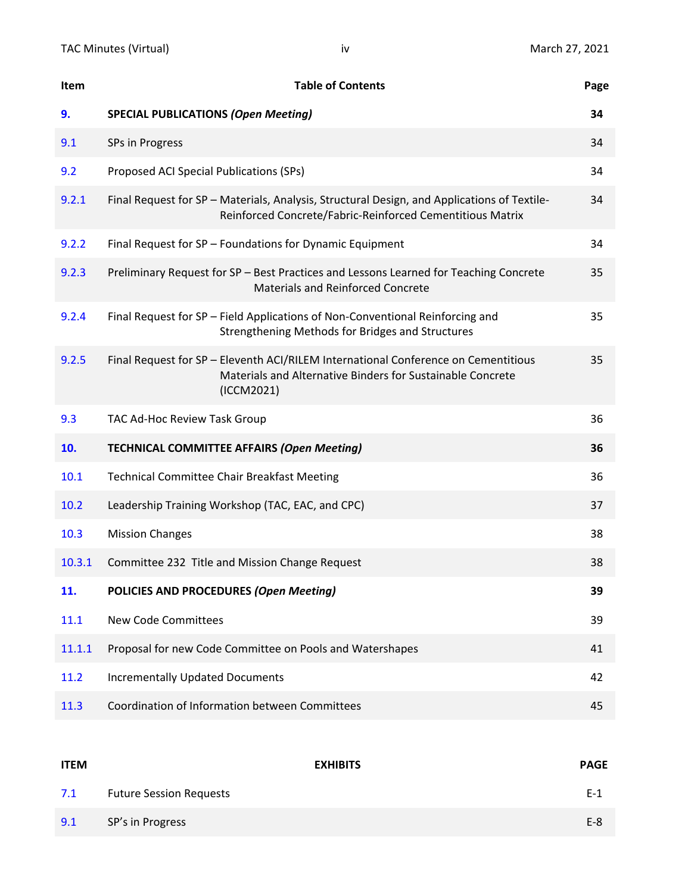| Item | Table of Contents | Page |
|---|---|---|
| **9.** | **SPECIAL PUBLICATIONS *(Open Meeting)*** | **34** |
| 9.1 | SPs in Progress | 34 |
| 9.2 | Proposed ACI Special Publications (SPs) | 34 |
| 9.2.1 | Final Request for SP – Materials, Analysis, Structural Design, and Applications of Textile-Reinforced Concrete/Fabric-Reinforced Cementitious Matrix | 34 |
| 9.2.2 | Final Request for SP – Foundations for Dynamic Equipment | 34 |
| 9.2.3 | Preliminary Request for SP – Best Practices and Lessons Learned for Teaching Concrete Materials and Reinforced Concrete | 35 |
| 9.2.4 | Final Request for SP – Field Applications of Non-Conventional Reinforcing and Strengthening Methods for Bridges and Structures | 35 |
| 9.2.5 | Final Request for SP – Eleventh ACI/RILEM International Conference on Cementitious Materials and Alternative Binders for Sustainable Concrete (ICCM2021) | 35 |
| 9.3 | TAC Ad-Hoc Review Task Group | 36 |
| **10.** | **TECHNICAL COMMITTEE AFFAIRS *(Open Meeting)*** | **36** |
| 10.1 | Technical Committee Chair Breakfast Meeting | 36 |
| 10.2 | Leadership Training Workshop (TAC, EAC, and CPC) | 37 |
| 10.3 | Mission Changes | 38 |
| 10.3.1 | Committee 232 Title and Mission Change Request | 38 |
| **11.** | **POLICIES AND PROCEDURES *(Open Meeting)*** | **39** |
| 11.1 | New Code Committees | 39 |
| 11.1.1 | Proposal for new Code Committee on Pools and Watershapes | 41 |
| 11.2 | Incrementally Updated Documents | 42 |
| 11.3 | Coordination of Information between Committees | 45 |

| ITEM | EXHIBITS | PAGE |
|---|---|---|
| 7.1 | Future Session Requests | E-1 |
| 9.1 | SP's in Progress | E-8 |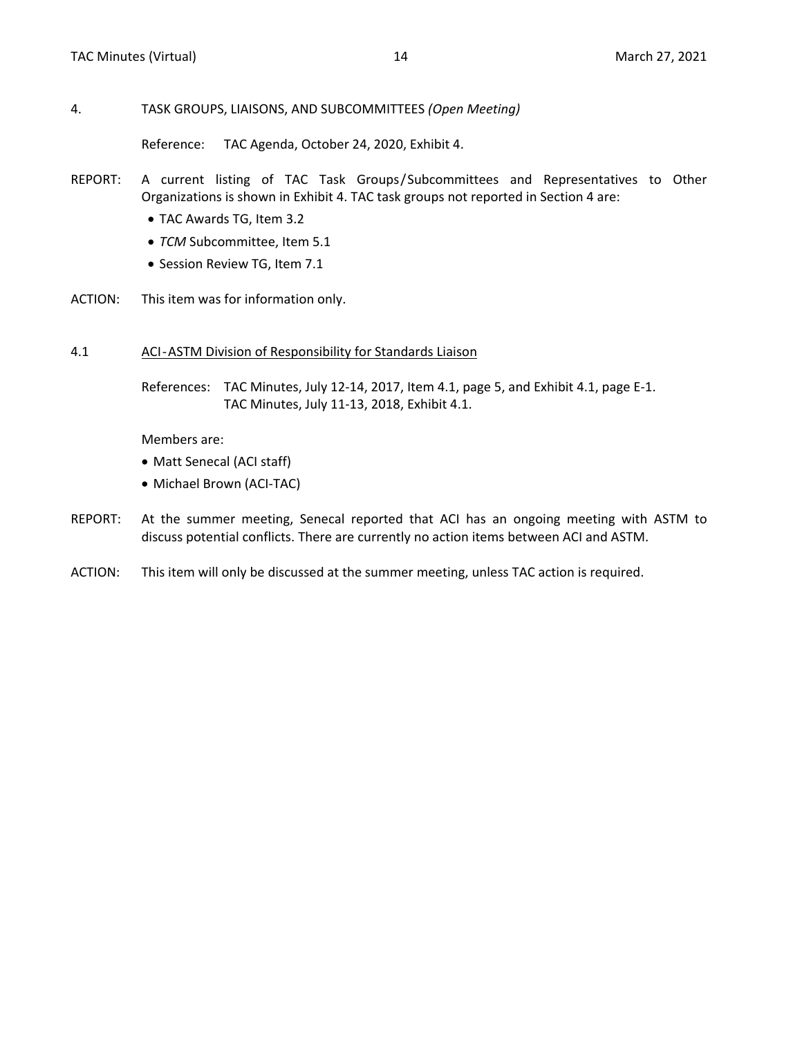## 4. TASK GROUPS, LIAISONS, AND SUBCOMMITTEES *(Open Meeting)*

Reference: TAC Agenda, October 24, 2020, Exhibit 4.

REPORT: A current listing of TAC Task Groups/Subcommittees and Representatives to Other Organizations is shown in Exhibit 4. TAC task groups not reported in Section 4 are:

- TAC Awards TG, Item 3.2
- *TCM* Subcommittee, Item 5.1
- Session Review TG, Item 7.1

ACTION: This item was for information only.

### 4.1 ACI-ASTM Division of Responsibility for Standards Liaison

References: TAC Minutes, July 12-14, 2017, Item 4.1, page 5, and Exhibit 4.1, page E-1.
TAC Minutes, July 11-13, 2018, Exhibit 4.1.

Members are:

- Matt Senecal (ACI staff)
- Michael Brown (ACI-TAC)

REPORT: At the summer meeting, Senecal reported that ACI has an ongoing meeting with ASTM to discuss potential conflicts. There are currently no action items between ACI and ASTM.

ACTION: This item will only be discussed at the summer meeting, unless TAC action is required.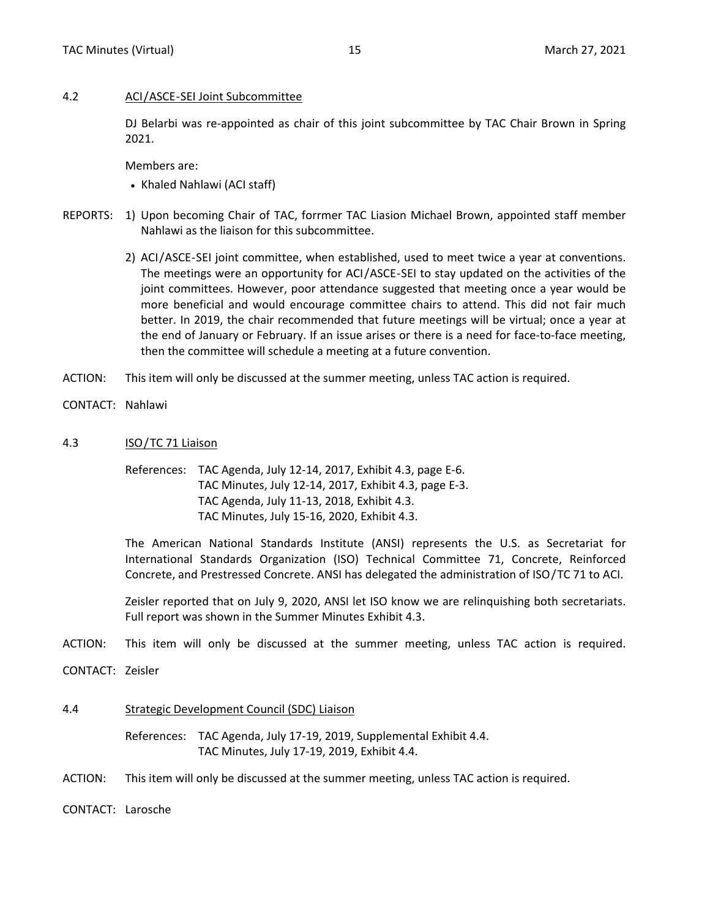## 4.2 ACI/ASCE-SEI Joint Subcommittee

DJ Belarbi was re-appointed as chair of this joint subcommittee by TAC Chair Brown in Spring 2021.

Members are:

- Khaled Nahlawi (ACI staff)

REPORTS:

1) Upon becoming Chair of TAC, forrmer TAC Liasion Michael Brown, appointed staff member Nahlawi as the liaison for this subcommittee.

2) ACI/ASCE-SEI joint committee, when established, used to meet twice a year at conventions. The meetings were an opportunity for ACI/ASCE-SEI to stay updated on the activities of the joint committees. However, poor attendance suggested that meeting once a year would be more beneficial and would encourage committee chairs to attend. This did not fair much better. In 2019, the chair recommended that future meetings will be virtual; once a year at the end of January or February. If an issue arises or there is a need for face-to-face meeting, then the committee will schedule a meeting at a future convention.

ACTION: This item will only be discussed at the summer meeting, unless TAC action is required.

CONTACT: Nahlawi

## 4.3 ISO/TC 71 Liaison

References: TAC Agenda, July 12-14, 2017, Exhibit 4.3, page E-6.
TAC Minutes, July 12-14, 2017, Exhibit 4.3, page E-3.
TAC Agenda, July 11-13, 2018, Exhibit 4.3.
TAC Minutes, July 15-16, 2020, Exhibit 4.3.

The American National Standards Institute (ANSI) represents the U.S. as Secretariat for International Standards Organization (ISO) Technical Committee 71, Concrete, Reinforced Concrete, and Prestressed Concrete. ANSI has delegated the administration of ISO/TC 71 to ACI.

Zeisler reported that on July 9, 2020, ANSI let ISO know we are relinquishing both secretariats. Full report was shown in the Summer Minutes Exhibit 4.3.

ACTION: This item will only be discussed at the summer meeting, unless TAC action is required.

CONTACT: Zeisler

## 4.4 Strategic Development Council (SDC) Liaison

References: TAC Agenda, July 17-19, 2019, Supplemental Exhibit 4.4.
TAC Minutes, July 17-19, 2019, Exhibit 4.4.

ACTION: This item will only be discussed at the summer meeting, unless TAC action is required.

CONTACT: Larosche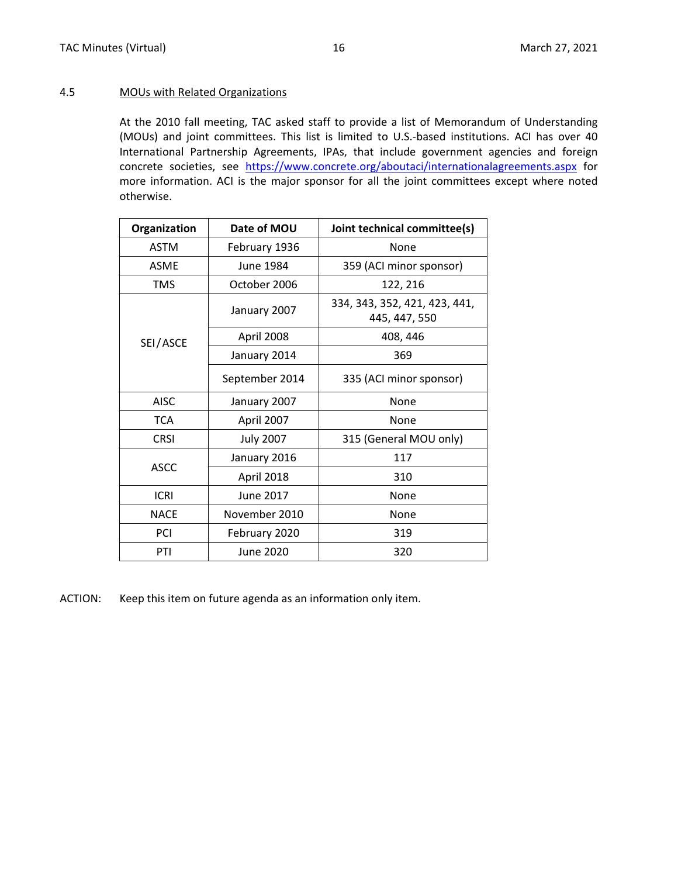### 4.5 MOUs with Related Organizations

At the 2010 fall meeting, TAC asked staff to provide a list of Memorandum of Understanding (MOUs) and joint committees. This list is limited to U.S.-based institutions. ACI has over 40 International Partnership Agreements, IPAs, that include government agencies and foreign concrete societies, see https://www.concrete.org/aboutaci/internationalagreements.aspx for more information. ACI is the major sponsor for all the joint committees except where noted otherwise.

| Organization | Date of MOU | Joint technical committee(s) |
|---|---|---|
| ASTM | February 1936 | None |
| ASME | June 1984 | 359 (ACI minor sponsor) |
| TMS | October 2006 | 122, 216 |
| SEI/ASCE | January 2007 | 334, 343, 352, 421, 423, 441, 445, 447, 550 |
| | April 2008 | 408, 446 |
| | January 2014 | 369 |
| | September 2014 | 335 (ACI minor sponsor) |
| AISC | January 2007 | None |
| TCA | April 2007 | None |
| CRSI | July 2007 | 315 (General MOU only) |
| ASCC | January 2016 | 117 |
| | April 2018 | 310 |
| ICRI | June 2017 | None |
| NACE | November 2010 | None |
| PCI | February 2020 | 319 |
| PTI | June 2020 | 320 |

ACTION: Keep this item on future agenda as an information only item.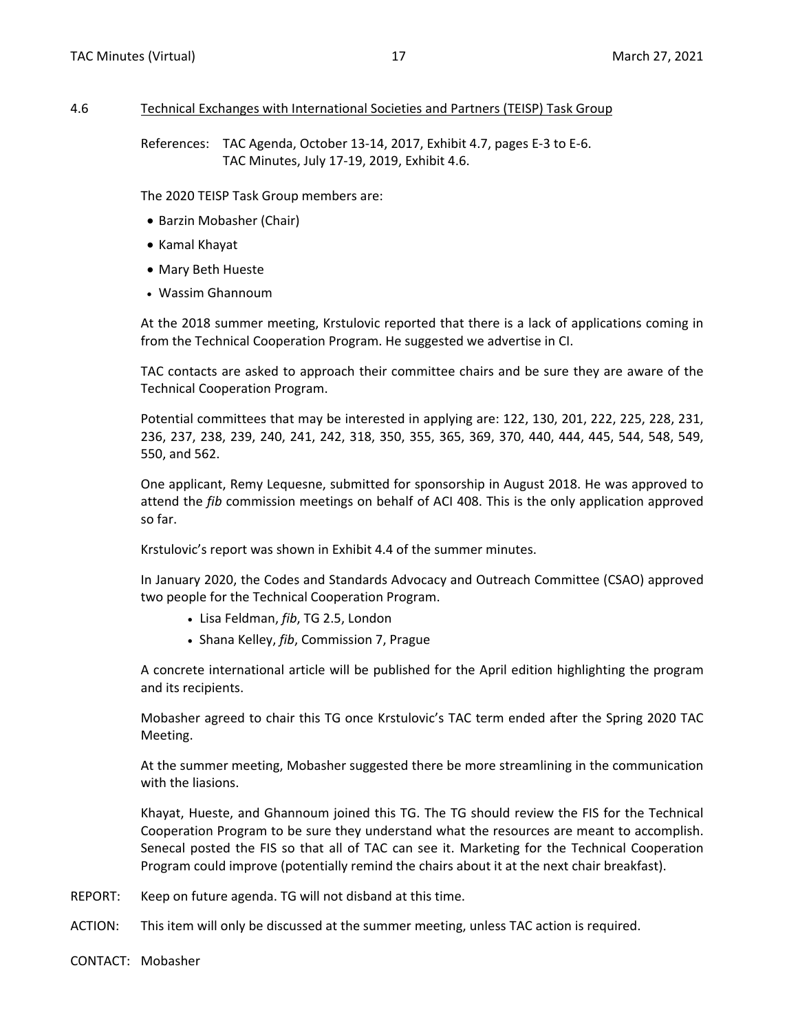## 4.6 Technical Exchanges with International Societies and Partners (TEISP) Task Group

References: TAC Agenda, October 13-14, 2017, Exhibit 4.7, pages E-3 to E-6.
TAC Minutes, July 17-19, 2019, Exhibit 4.6.

The 2020 TEISP Task Group members are:

- Barzin Mobasher (Chair)
- Kamal Khayat
- Mary Beth Hueste
- Wassim Ghannoum

At the 2018 summer meeting, Krstulovic reported that there is a lack of applications coming in from the Technical Cooperation Program. He suggested we advertise in CI.

TAC contacts are asked to approach their committee chairs and be sure they are aware of the Technical Cooperation Program.

Potential committees that may be interested in applying are: 122, 130, 201, 222, 225, 228, 231, 236, 237, 238, 239, 240, 241, 242, 318, 350, 355, 365, 369, 370, 440, 444, 445, 544, 548, 549, 550, and 562.

One applicant, Remy Lequesne, submitted for sponsorship in August 2018. He was approved to attend the *fib* commission meetings on behalf of ACI 408. This is the only application approved so far.

Krstulovic's report was shown in Exhibit 4.4 of the summer minutes.

In January 2020, the Codes and Standards Advocacy and Outreach Committee (CSAO) approved two people for the Technical Cooperation Program.

- Lisa Feldman, *fib*, TG 2.5, London
- Shana Kelley, *fib*, Commission 7, Prague

A concrete international article will be published for the April edition highlighting the program and its recipients.

Mobasher agreed to chair this TG once Krstulovic's TAC term ended after the Spring 2020 TAC Meeting.

At the summer meeting, Mobasher suggested there be more streamlining in the communication with the liasions.

Khayat, Hueste, and Ghannoum joined this TG. The TG should review the FIS for the Technical Cooperation Program to be sure they understand what the resources are meant to accomplish. Senecal posted the FIS so that all of TAC can see it. Marketing for the Technical Cooperation Program could improve (potentially remind the chairs about it at the next chair breakfast).

REPORT: Keep on future agenda. TG will not disband at this time.

ACTION: This item will only be discussed at the summer meeting, unless TAC action is required.

CONTACT: Mobasher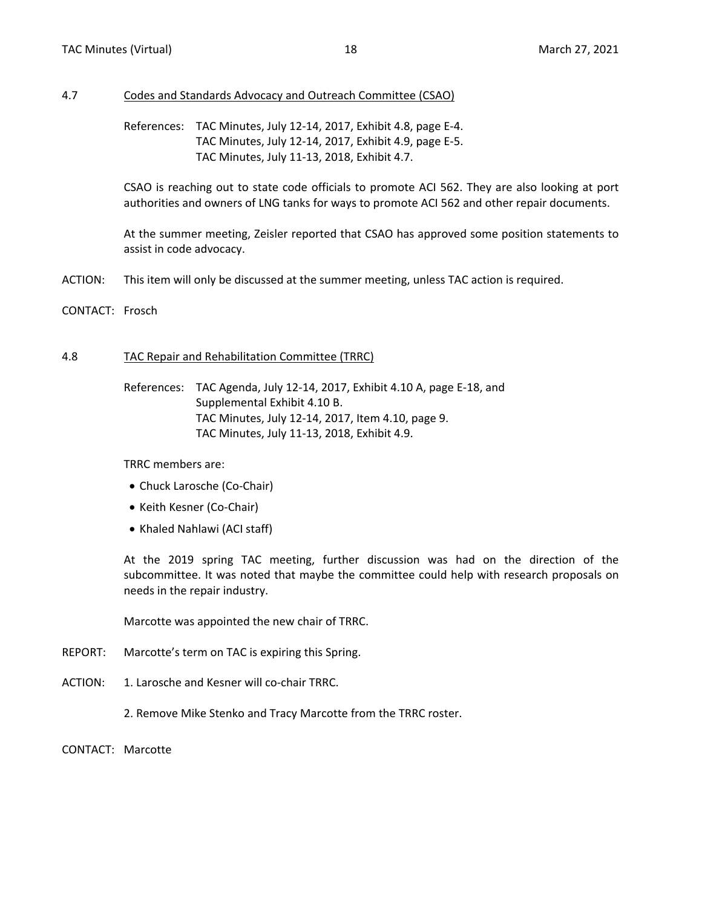## 4.7 Codes and Standards Advocacy and Outreach Committee (CSAO)

References: TAC Minutes, July 12-14, 2017, Exhibit 4.8, page E-4.
TAC Minutes, July 12-14, 2017, Exhibit 4.9, page E-5.
TAC Minutes, July 11-13, 2018, Exhibit 4.7.

CSAO is reaching out to state code officials to promote ACI 562. They are also looking at port authorities and owners of LNG tanks for ways to promote ACI 562 and other repair documents.

At the summer meeting, Zeisler reported that CSAO has approved some position statements to assist in code advocacy.

ACTION: This item will only be discussed at the summer meeting, unless TAC action is required.

CONTACT: Frosch

## 4.8 TAC Repair and Rehabilitation Committee (TRRC)

References: TAC Agenda, July 12-14, 2017, Exhibit 4.10 A, page E-18, and Supplemental Exhibit 4.10 B.
TAC Minutes, July 12-14, 2017, Item 4.10, page 9.
TAC Minutes, July 11-13, 2018, Exhibit 4.9.

TRRC members are:

- Chuck Larosche (Co-Chair)
- Keith Kesner (Co-Chair)
- Khaled Nahlawi (ACI staff)

At the 2019 spring TAC meeting, further discussion was had on the direction of the subcommittee. It was noted that maybe the committee could help with research proposals on needs in the repair industry.

Marcotte was appointed the new chair of TRRC.

REPORT: Marcotte's term on TAC is expiring this Spring.

ACTION: 1. Larosche and Kesner will co-chair TRRC.

2. Remove Mike Stenko and Tracy Marcotte from the TRRC roster.

CONTACT: Marcotte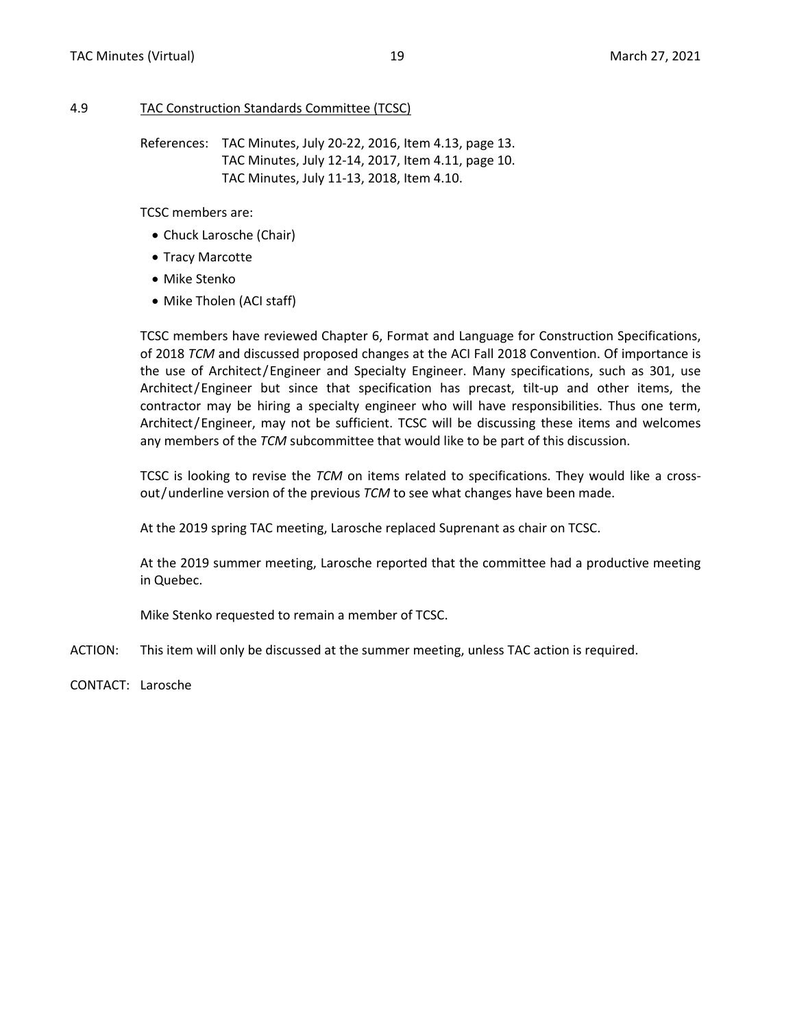## 4.9 TAC Construction Standards Committee (TCSC)

References: TAC Minutes, July 20-22, 2016, Item 4.13, page 13.
TAC Minutes, July 12-14, 2017, Item 4.11, page 10.
TAC Minutes, July 11-13, 2018, Item 4.10.

TCSC members are:

- Chuck Larosche (Chair)
- Tracy Marcotte
- Mike Stenko
- Mike Tholen (ACI staff)

TCSC members have reviewed Chapter 6, Format and Language for Construction Specifications, of 2018 *TCM* and discussed proposed changes at the ACI Fall 2018 Convention. Of importance is the use of Architect/Engineer and Specialty Engineer. Many specifications, such as 301, use Architect/Engineer but since that specification has precast, tilt-up and other items, the contractor may be hiring a specialty engineer who will have responsibilities. Thus one term, Architect/Engineer, may not be sufficient. TCSC will be discussing these items and welcomes any members of the *TCM* subcommittee that would like to be part of this discussion.

TCSC is looking to revise the *TCM* on items related to specifications. They would like a cross-out/underline version of the previous *TCM* to see what changes have been made.

At the 2019 spring TAC meeting, Larosche replaced Suprenant as chair on TCSC.

At the 2019 summer meeting, Larosche reported that the committee had a productive meeting in Quebec.

Mike Stenko requested to remain a member of TCSC.

ACTION: This item will only be discussed at the summer meeting, unless TAC action is required.

CONTACT: Larosche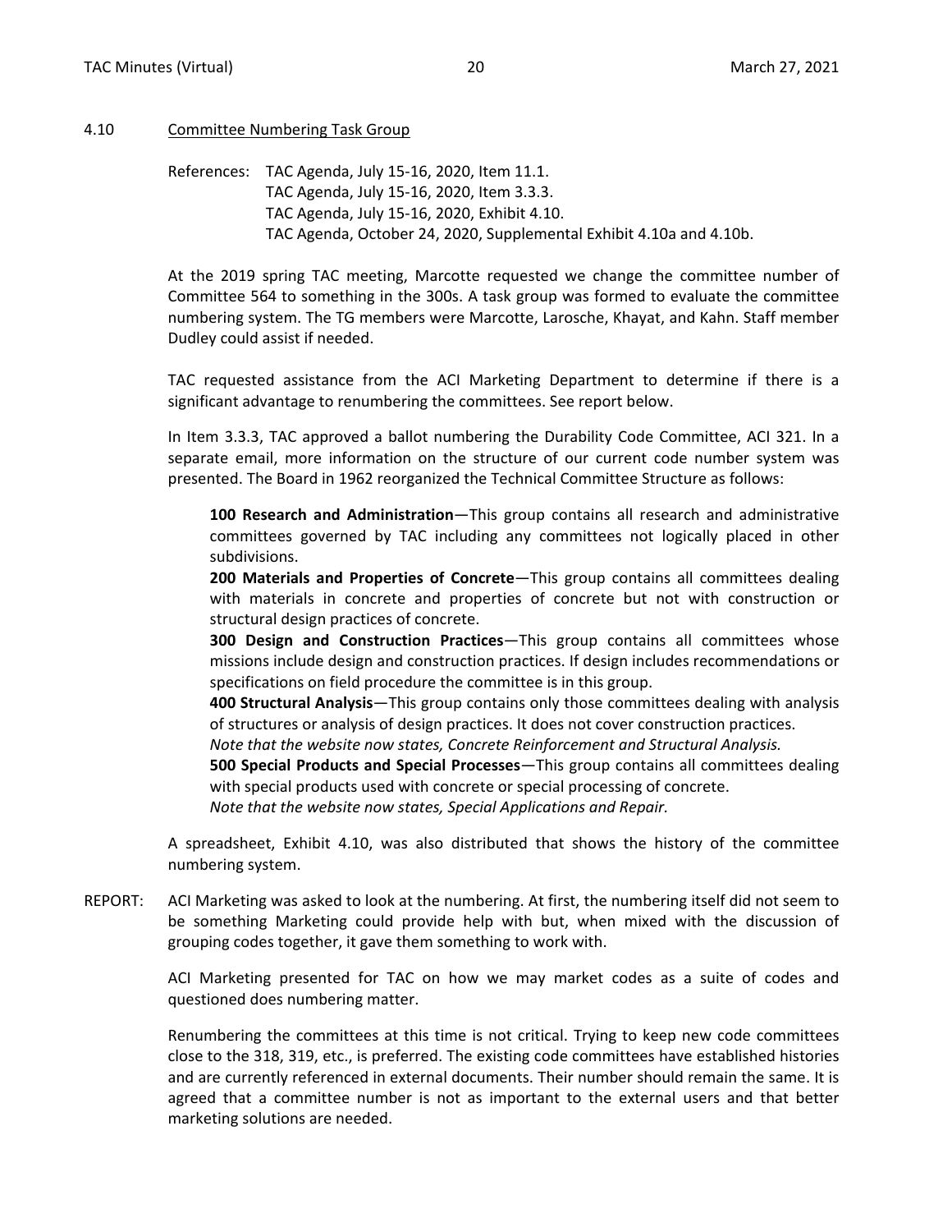## 4.10 Committee Numbering Task Group

References: TAC Agenda, July 15-16, 2020, Item 11.1.
TAC Agenda, July 15-16, 2020, Item 3.3.3.
TAC Agenda, July 15-16, 2020, Exhibit 4.10.
TAC Agenda, October 24, 2020, Supplemental Exhibit 4.10a and 4.10b.

At the 2019 spring TAC meeting, Marcotte requested we change the committee number of Committee 564 to something in the 300s. A task group was formed to evaluate the committee numbering system. The TG members were Marcotte, Larosche, Khayat, and Kahn. Staff member Dudley could assist if needed.

TAC requested assistance from the ACI Marketing Department to determine if there is a significant advantage to renumbering the committees. See report below.

In Item 3.3.3, TAC approved a ballot numbering the Durability Code Committee, ACI 321. In a separate email, more information on the structure of our current code number system was presented. The Board in 1962 reorganized the Technical Committee Structure as follows:

**100 Research and Administration**—This group contains all research and administrative committees governed by TAC including any committees not logically placed in other subdivisions.
**200 Materials and Properties of Concrete**—This group contains all committees dealing with materials in concrete and properties of concrete but not with construction or structural design practices of concrete.
**300 Design and Construction Practices**—This group contains all committees whose missions include design and construction practices. If design includes recommendations or specifications on field procedure the committee is in this group.
**400 Structural Analysis**—This group contains only those committees dealing with analysis of structures or analysis of design practices. It does not cover construction practices.
*Note that the website now states, Concrete Reinforcement and Structural Analysis.*
**500 Special Products and Special Processes**—This group contains all committees dealing with special products used with concrete or special processing of concrete.
*Note that the website now states, Special Applications and Repair.*

A spreadsheet, Exhibit 4.10, was also distributed that shows the history of the committee numbering system.

REPORT: ACI Marketing was asked to look at the numbering. At first, the numbering itself did not seem to be something Marketing could provide help with but, when mixed with the discussion of grouping codes together, it gave them something to work with.

ACI Marketing presented for TAC on how we may market codes as a suite of codes and questioned does numbering matter.

Renumbering the committees at this time is not critical. Trying to keep new code committees close to the 318, 319, etc., is preferred. The existing code committees have established histories and are currently referenced in external documents. Their number should remain the same. It is agreed that a committee number is not as important to the external users and that better marketing solutions are needed.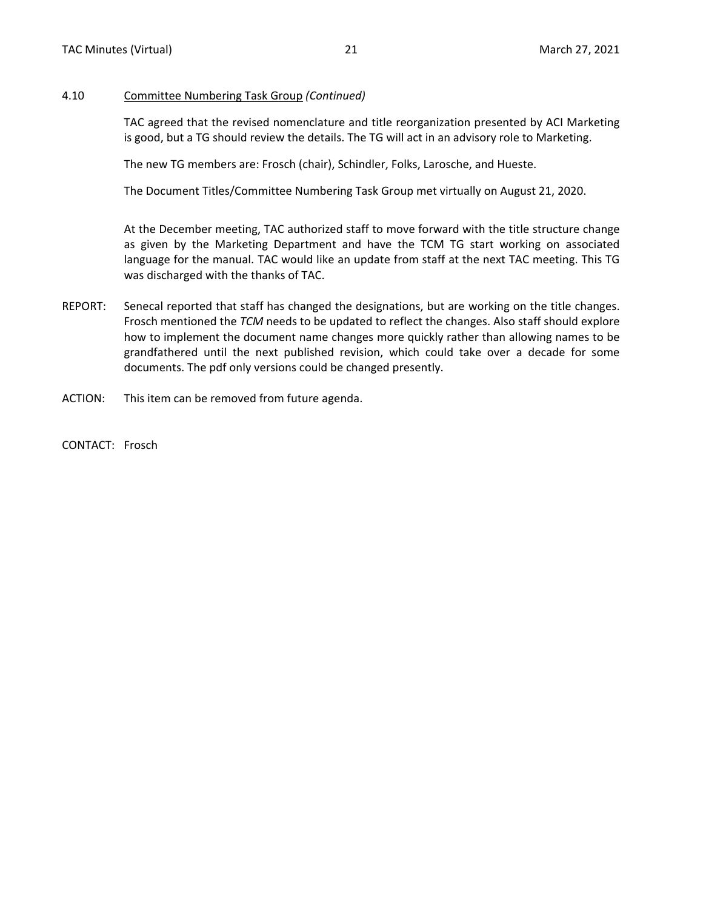4.10 Committee Numbering Task Group *(Continued)*

TAC agreed that the revised nomenclature and title reorganization presented by ACI Marketing is good, but a TG should review the details. The TG will act in an advisory role to Marketing.

The new TG members are: Frosch (chair), Schindler, Folks, Larosche, and Hueste.

The Document Titles/Committee Numbering Task Group met virtually on August 21, 2020.

At the December meeting, TAC authorized staff to move forward with the title structure change as given by the Marketing Department and have the TCM TG start working on associated language for the manual. TAC would like an update from staff at the next TAC meeting. This TG was discharged with the thanks of TAC.

REPORT: Senecal reported that staff has changed the designations, but are working on the title changes. Frosch mentioned the *TCM* needs to be updated to reflect the changes. Also staff should explore how to implement the document name changes more quickly rather than allowing names to be grandfathered until the next published revision, which could take over a decade for some documents. The pdf only versions could be changed presently.

ACTION: This item can be removed from future agenda.

CONTACT: Frosch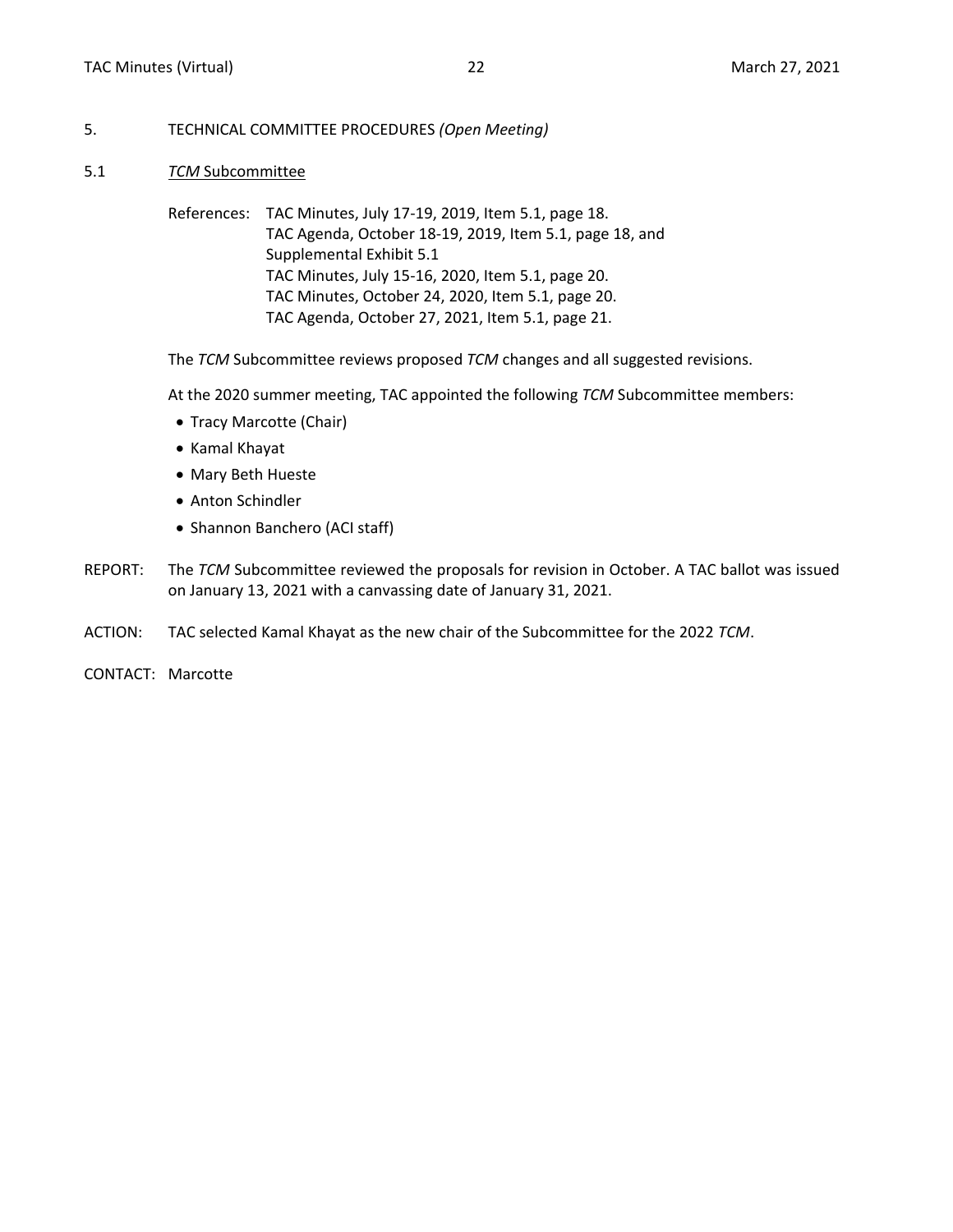## 5. TECHNICAL COMMITTEE PROCEDURES *(Open Meeting)*

### 5.1 *TCM* Subcommittee

References: TAC Minutes, July 17-19, 2019, Item 5.1, page 18.
TAC Agenda, October 18-19, 2019, Item 5.1, page 18, and Supplemental Exhibit 5.1
TAC Minutes, July 15-16, 2020, Item 5.1, page 20.
TAC Minutes, October 24, 2020, Item 5.1, page 20.
TAC Agenda, October 27, 2021, Item 5.1, page 21.

The *TCM* Subcommittee reviews proposed *TCM* changes and all suggested revisions.

At the 2020 summer meeting, TAC appointed the following *TCM* Subcommittee members:

- Tracy Marcotte (Chair)
- Kamal Khayat
- Mary Beth Hueste
- Anton Schindler
- Shannon Banchero (ACI staff)

REPORT: The *TCM* Subcommittee reviewed the proposals for revision in October. A TAC ballot was issued on January 13, 2021 with a canvassing date of January 31, 2021.

ACTION: TAC selected Kamal Khayat as the new chair of the Subcommittee for the 2022 *TCM*.

CONTACT: Marcotte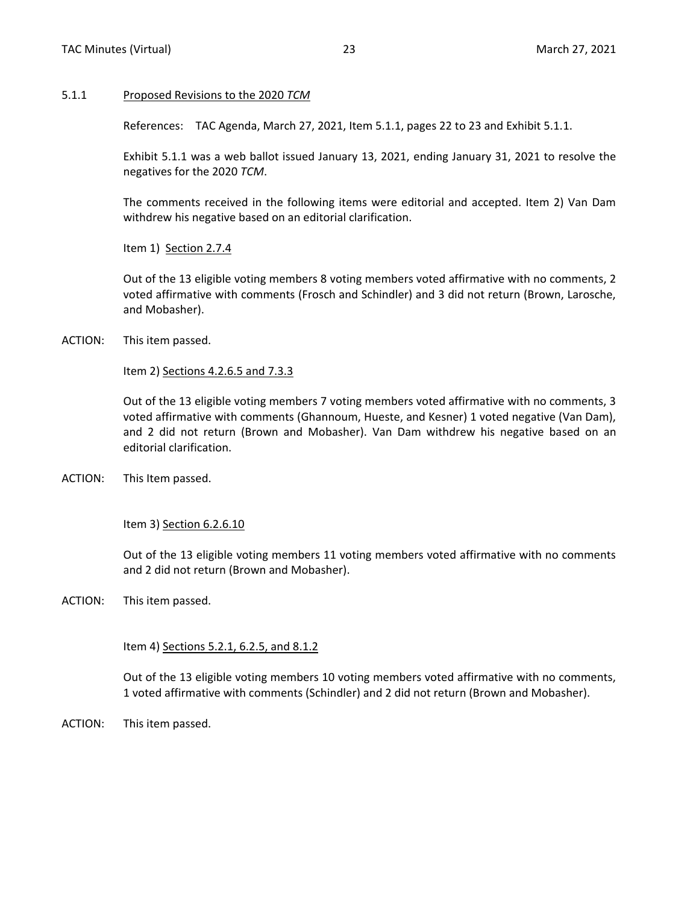### 5.1.1 Proposed Revisions to the 2020 *TCM*

References: TAC Agenda, March 27, 2021, Item 5.1.1, pages 22 to 23 and Exhibit 5.1.1.

Exhibit 5.1.1 was a web ballot issued January 13, 2021, ending January 31, 2021 to resolve the negatives for the 2020 *TCM*.

The comments received in the following items were editorial and accepted. Item 2) Van Dam withdrew his negative based on an editorial clarification.

Item 1) Section 2.7.4

Out of the 13 eligible voting members 8 voting members voted affirmative with no comments, 2 voted affirmative with comments (Frosch and Schindler) and 3 did not return (Brown, Larosche, and Mobasher).

ACTION: This item passed.

Item 2) Sections 4.2.6.5 and 7.3.3

Out of the 13 eligible voting members 7 voting members voted affirmative with no comments, 3 voted affirmative with comments (Ghannoum, Hueste, and Kesner) 1 voted negative (Van Dam), and 2 did not return (Brown and Mobasher). Van Dam withdrew his negative based on an editorial clarification.

ACTION: This Item passed.

Item 3) Section 6.2.6.10

Out of the 13 eligible voting members 11 voting members voted affirmative with no comments and 2 did not return (Brown and Mobasher).

ACTION: This item passed.

Item 4) Sections 5.2.1, 6.2.5, and 8.1.2

Out of the 13 eligible voting members 10 voting members voted affirmative with no comments, 1 voted affirmative with comments (Schindler) and 2 did not return (Brown and Mobasher).

ACTION: This item passed.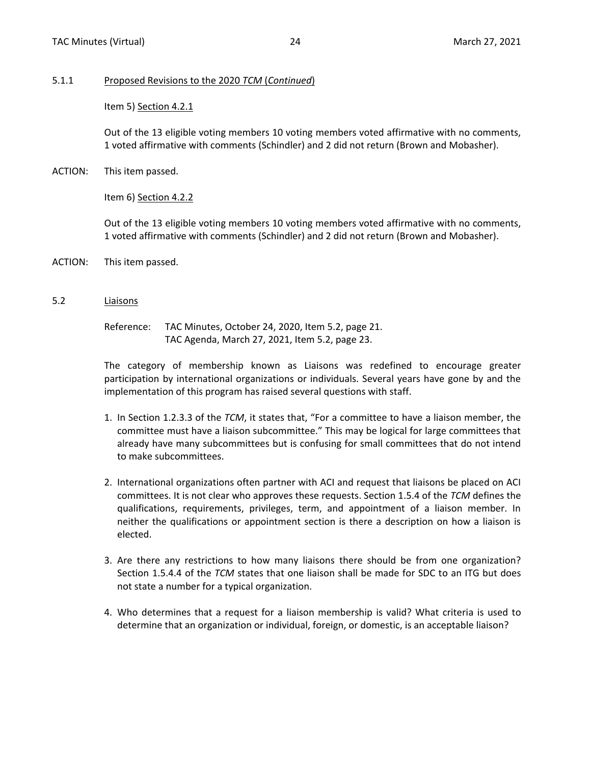5.1.1 Proposed Revisions to the 2020 *TCM* (*Continued*)

Item 5) Section 4.2.1

Out of the 13 eligible voting members 10 voting members voted affirmative with no comments, 1 voted affirmative with comments (Schindler) and 2 did not return (Brown and Mobasher).

ACTION: This item passed.

Item 6) Section 4.2.2

Out of the 13 eligible voting members 10 voting members voted affirmative with no comments, 1 voted affirmative with comments (Schindler) and 2 did not return (Brown and Mobasher).

ACTION: This item passed.

5.2 Liaisons

Reference: TAC Minutes, October 24, 2020, Item 5.2, page 21.
TAC Agenda, March 27, 2021, Item 5.2, page 23.

The category of membership known as Liaisons was redefined to encourage greater participation by international organizations or individuals. Several years have gone by and the implementation of this program has raised several questions with staff.

1. In Section 1.2.3.3 of the *TCM*, it states that, "For a committee to have a liaison member, the committee must have a liaison subcommittee." This may be logical for large committees that already have many subcommittees but is confusing for small committees that do not intend to make subcommittees.

2. International organizations often partner with ACI and request that liaisons be placed on ACI committees. It is not clear who approves these requests. Section 1.5.4 of the *TCM* defines the qualifications, requirements, privileges, term, and appointment of a liaison member. In neither the qualifications or appointment section is there a description on how a liaison is elected.

3. Are there any restrictions to how many liaisons there should be from one organization? Section 1.5.4.4 of the *TCM* states that one liaison shall be made for SDC to an ITG but does not state a number for a typical organization.

4. Who determines that a request for a liaison membership is valid? What criteria is used to determine that an organization or individual, foreign, or domestic, is an acceptable liaison?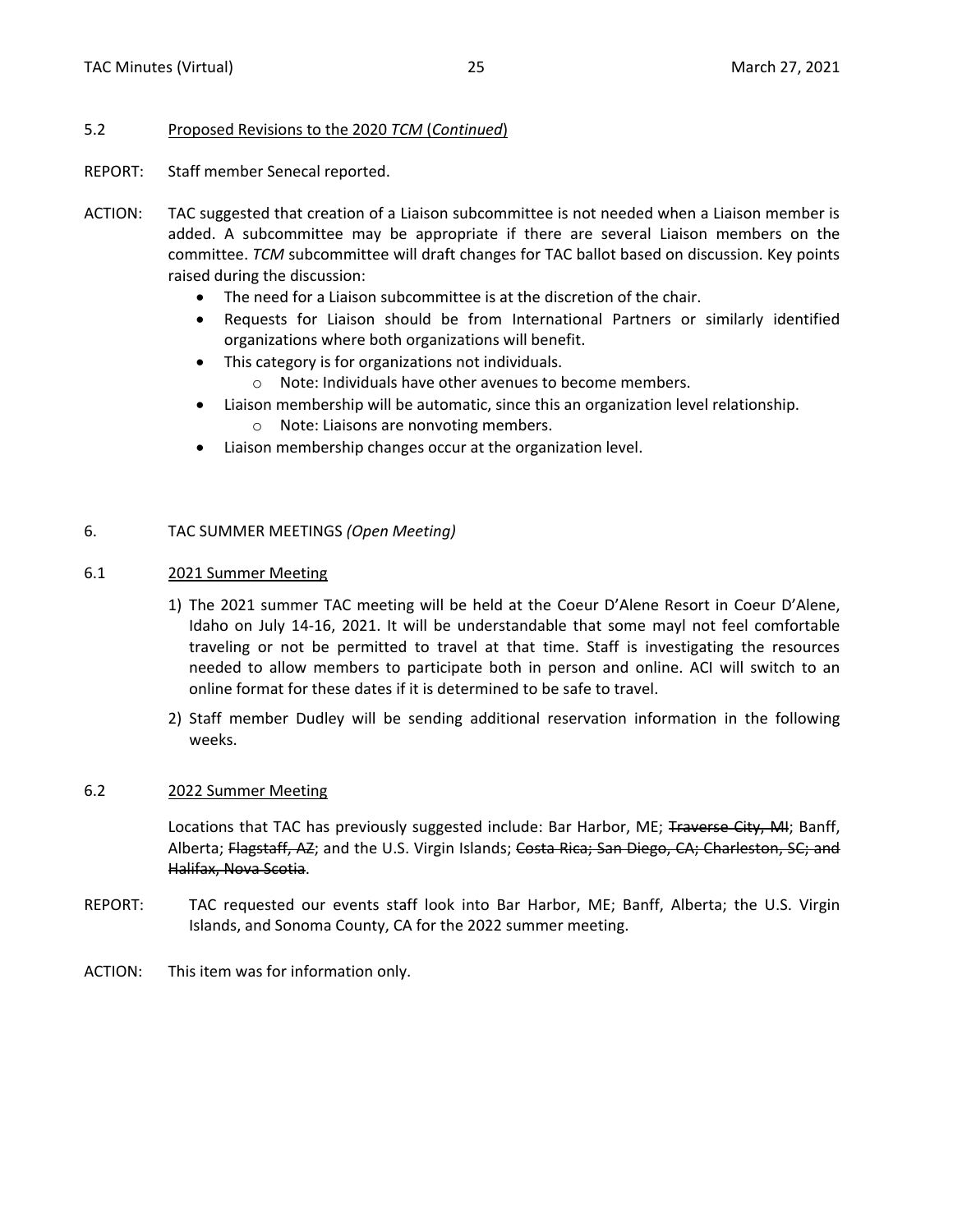## 5.2 Proposed Revisions to the 2020 *TCM* (*Continued*)

REPORT: Staff member Senecal reported.

ACTION: TAC suggested that creation of a Liaison subcommittee is not needed when a Liaison member is added. A subcommittee may be appropriate if there are several Liaison members on the committee. *TCM* subcommittee will draft changes for TAC ballot based on discussion. Key points raised during the discussion:

- The need for a Liaison subcommittee is at the discretion of the chair.
- Requests for Liaison should be from International Partners or similarly identified organizations where both organizations will benefit.
- This category is for organizations not individuals.
  - Note: Individuals have other avenues to become members.
- Liaison membership will be automatic, since this an organization level relationship.
  - Note: Liaisons are nonvoting members.
- Liaison membership changes occur at the organization level.

## 6. TAC SUMMER MEETINGS *(Open Meeting)*

### 6.1 2021 Summer Meeting

1) The 2021 summer TAC meeting will be held at the Coeur D'Alene Resort in Coeur D'Alene, Idaho on July 14-16, 2021. It will be understandable that some mayl not feel comfortable traveling or not be permitted to travel at that time. Staff is investigating the resources needed to allow members to participate both in person and online. ACI will switch to an online format for these dates if it is determined to be safe to travel.
2) Staff member Dudley will be sending additional reservation information in the following weeks.

### 6.2 2022 Summer Meeting

Locations that TAC has previously suggested include: Bar Harbor, ME; ~~Traverse City, MI~~; Banff, Alberta; ~~Flagstaff, AZ~~; and the U.S. Virgin Islands; ~~Costa Rica; San Diego, CA; Charleston, SC; and Halifax, Nova Scotia~~.

REPORT: TAC requested our events staff look into Bar Harbor, ME; Banff, Alberta; the U.S. Virgin Islands, and Sonoma County, CA for the 2022 summer meeting.

ACTION: This item was for information only.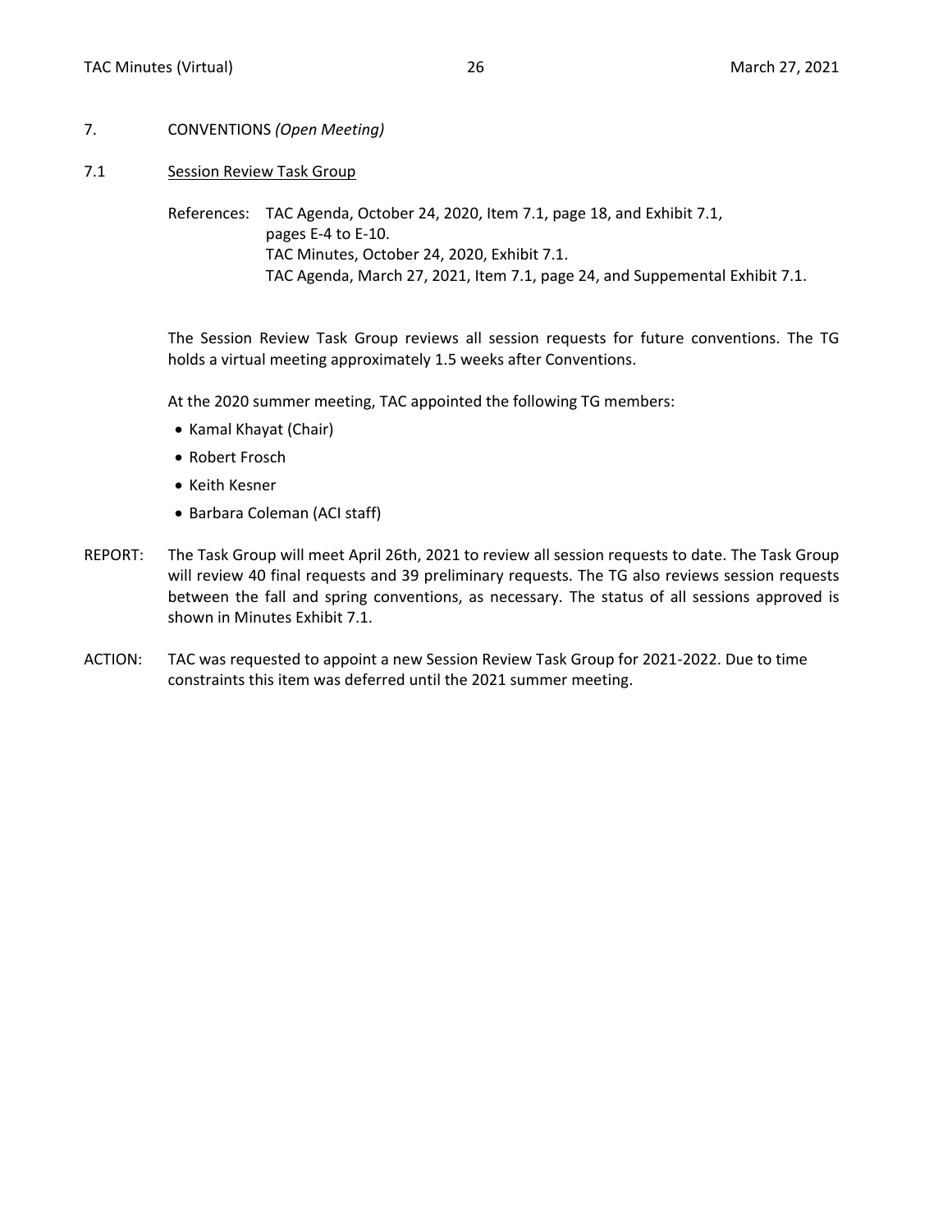## 7. CONVENTIONS *(Open Meeting)*

### 7.1 Session Review Task Group

References: TAC Agenda, October 24, 2020, Item 7.1, page 18, and Exhibit 7.1, pages E-4 to E-10.
TAC Minutes, October 24, 2020, Exhibit 7.1.
TAC Agenda, March 27, 2021, Item 7.1, page 24, and Suppemental Exhibit 7.1.

The Session Review Task Group reviews all session requests for future conventions. The TG holds a virtual meeting approximately 1.5 weeks after Conventions.

At the 2020 summer meeting, TAC appointed the following TG members:

- Kamal Khayat (Chair)
- Robert Frosch
- Keith Kesner
- Barbara Coleman (ACI staff)

REPORT: The Task Group will meet April 26th, 2021 to review all session requests to date. The Task Group will review 40 final requests and 39 preliminary requests. The TG also reviews session requests between the fall and spring conventions, as necessary. The status of all sessions approved is shown in Minutes Exhibit 7.1.

ACTION: TAC was requested to appoint a new Session Review Task Group for 2021-2022. Due to time constraints this item was deferred until the 2021 summer meeting.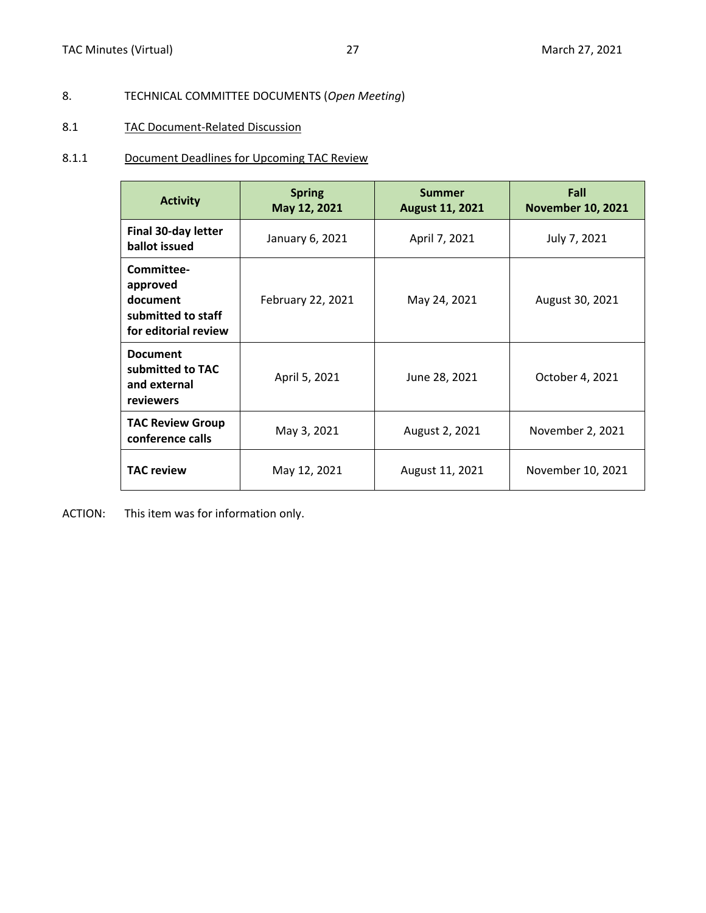## 8. TECHNICAL COMMITTEE DOCUMENTS (*Open Meeting*)

### 8.1 TAC Document-Related Discussion

#### 8.1.1 Document Deadlines for Upcoming TAC Review

| Activity | Spring May 12, 2021 | Summer August 11, 2021 | Fall November 10, 2021 |
|---|---|---|---|
| **Final 30-day letter ballot issued** | January 6, 2021 | April 7, 2021 | July 7, 2021 |
| **Committee-approved document submitted to staff for editorial review** | February 22, 2021 | May 24, 2021 | August 30, 2021 |
| **Document submitted to TAC and external reviewers** | April 5, 2021 | June 28, 2021 | October 4, 2021 |
| **TAC Review Group conference calls** | May 3, 2021 | August 2, 2021 | November 2, 2021 |
| **TAC review** | May 12, 2021 | August 11, 2021 | November 10, 2021 |

ACTION: This item was for information only.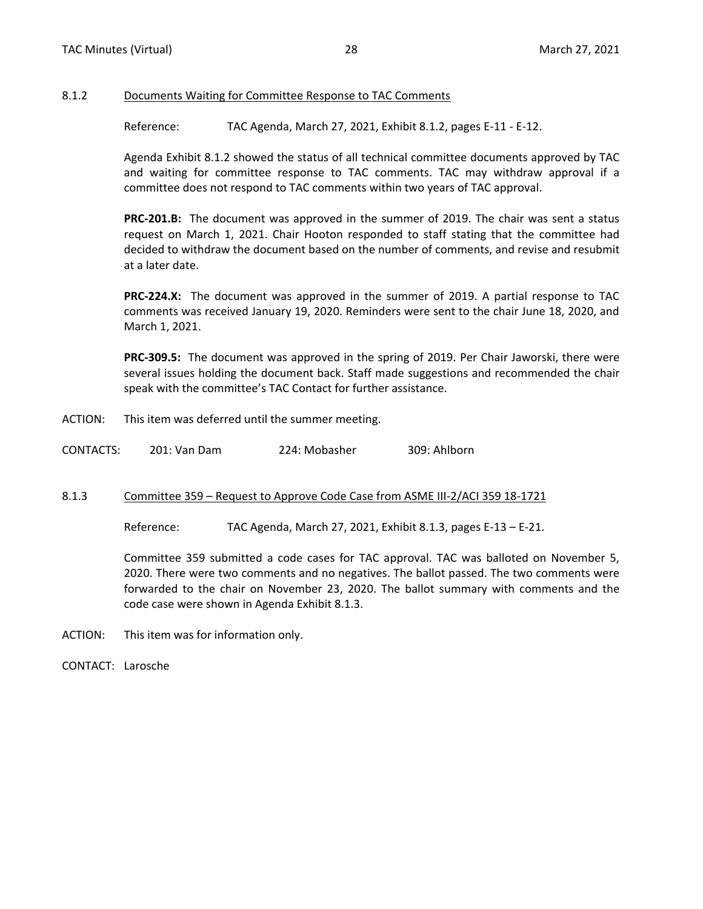### 8.1.2 Documents Waiting for Committee Response to TAC Comments

Reference: TAC Agenda, March 27, 2021, Exhibit 8.1.2, pages E-11 - E-12.

Agenda Exhibit 8.1.2 showed the status of all technical committee documents approved by TAC and waiting for committee response to TAC comments. TAC may withdraw approval if a committee does not respond to TAC comments within two years of TAC approval.

**PRC-201.B:** The document was approved in the summer of 2019. The chair was sent a status request on March 1, 2021. Chair Hooton responded to staff stating that the committee had decided to withdraw the document based on the number of comments, and revise and resubmit at a later date.

**PRC-224.X:** The document was approved in the summer of 2019. A partial response to TAC comments was received January 19, 2020. Reminders were sent to the chair June 18, 2020, and March 1, 2021.

**PRC-309.5:** The document was approved in the spring of 2019. Per Chair Jaworski, there were several issues holding the document back. Staff made suggestions and recommended the chair speak with the committee's TAC Contact for further assistance.

ACTION: This item was deferred until the summer meeting.

CONTACTS: 201: Van Dam 224: Mobasher 309: Ahlborn

### 8.1.3 Committee 359 – Request to Approve Code Case from ASME III-2/ACI 359 18-1721

Reference: TAC Agenda, March 27, 2021, Exhibit 8.1.3, pages E-13 – E-21.

Committee 359 submitted a code cases for TAC approval. TAC was balloted on November 5, 2020. There were two comments and no negatives. The ballot passed. The two comments were forwarded to the chair on November 23, 2020. The ballot summary with comments and the code case were shown in Agenda Exhibit 8.1.3.

ACTION: This item was for information only.

CONTACT: Larosche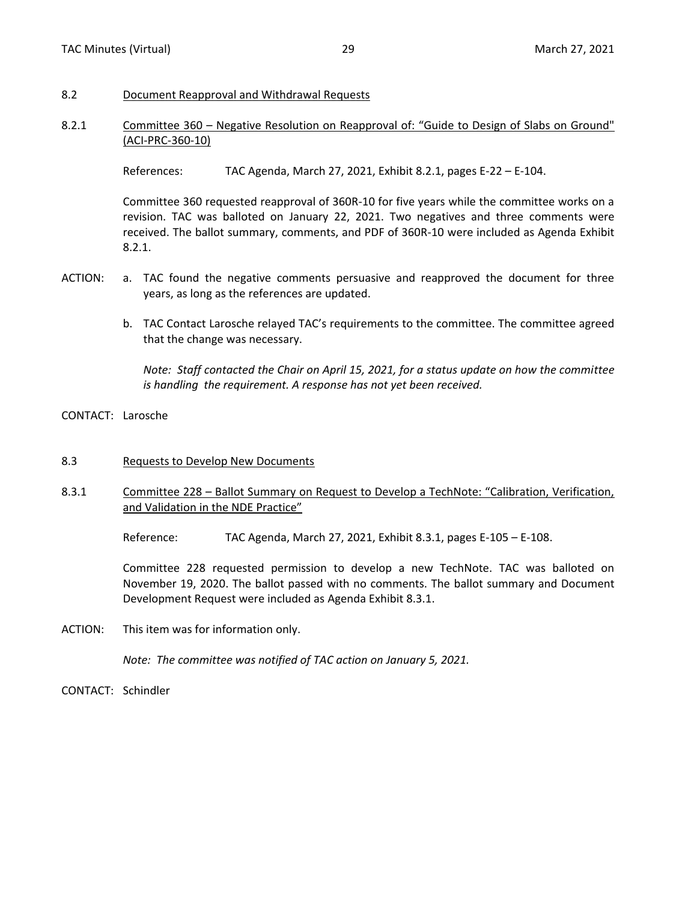## 8.2 Document Reapproval and Withdrawal Requests

### 8.2.1 Committee 360 – Negative Resolution on Reapproval of: "Guide to Design of Slabs on Ground" (ACI-PRC-360-10)

References: TAC Agenda, March 27, 2021, Exhibit 8.2.1, pages E-22 – E-104.

Committee 360 requested reapproval of 360R-10 for five years while the committee works on a revision. TAC was balloted on January 22, 2021. Two negatives and three comments were received. The ballot summary, comments, and PDF of 360R-10 were included as Agenda Exhibit 8.2.1.

ACTION:

a. TAC found the negative comments persuasive and reapproved the document for three years, as long as the references are updated.

b. TAC Contact Larosche relayed TAC's requirements to the committee. The committee agreed that the change was necessary.

*Note: Staff contacted the Chair on April 15, 2021, for a status update on how the committee is handling the requirement. A response has not yet been received.*

CONTACT: Larosche

## 8.3 Requests to Develop New Documents

### 8.3.1 Committee 228 – Ballot Summary on Request to Develop a TechNote: "Calibration, Verification, and Validation in the NDE Practice"

Reference: TAC Agenda, March 27, 2021, Exhibit 8.3.1, pages E-105 – E-108.

Committee 228 requested permission to develop a new TechNote. TAC was balloted on November 19, 2020. The ballot passed with no comments. The ballot summary and Document Development Request were included as Agenda Exhibit 8.3.1.

ACTION: This item was for information only.

*Note: The committee was notified of TAC action on January 5, 2021.*

CONTACT: Schindler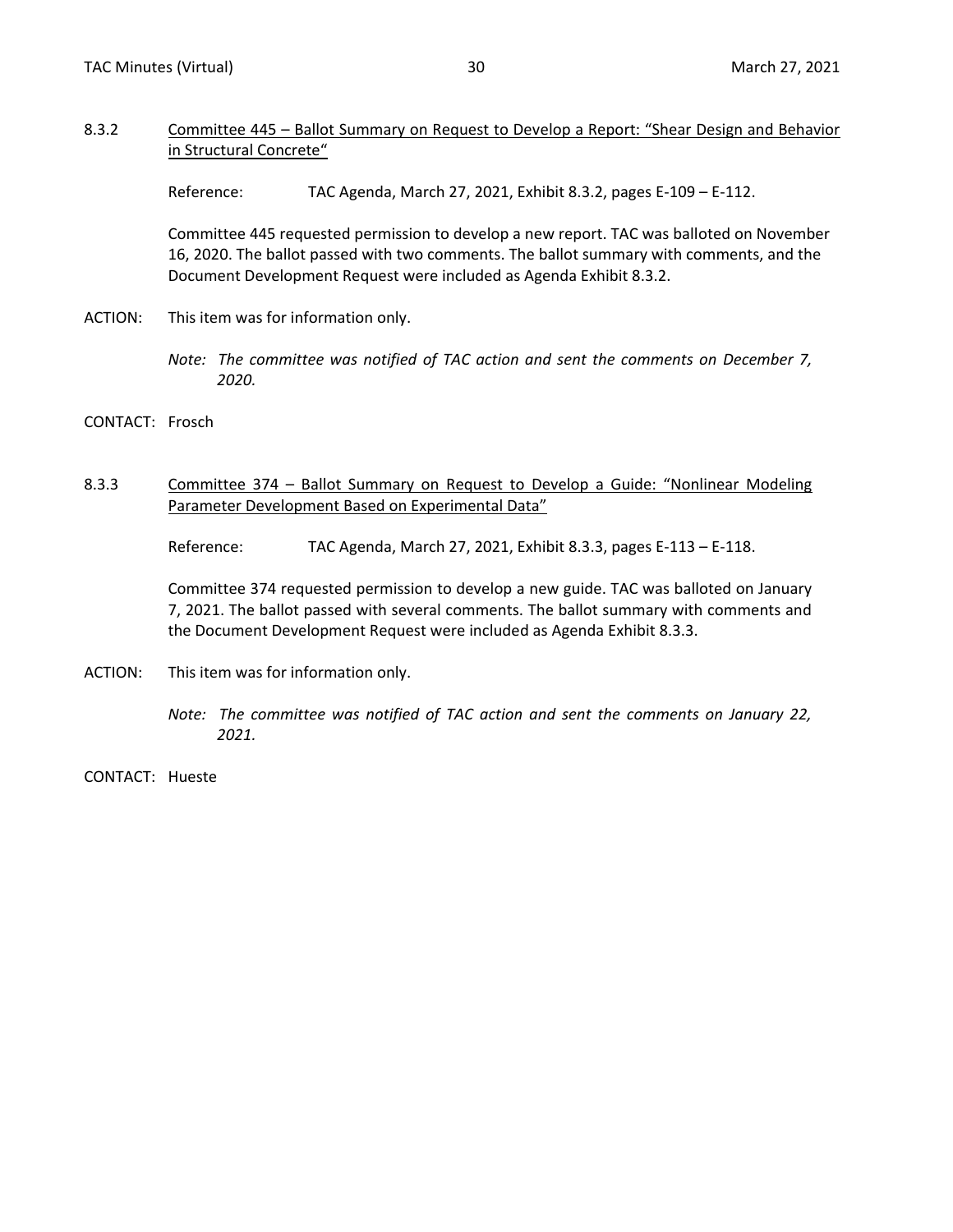8.3.2 Committee 445 – Ballot Summary on Request to Develop a Report: "Shear Design and Behavior in Structural Concrete"

Reference: TAC Agenda, March 27, 2021, Exhibit 8.3.2, pages E-109 – E-112.

Committee 445 requested permission to develop a new report. TAC was balloted on November 16, 2020. The ballot passed with two comments. The ballot summary with comments, and the Document Development Request were included as Agenda Exhibit 8.3.2.

ACTION: This item was for information only.

*Note: The committee was notified of TAC action and sent the comments on December 7, 2020.*

CONTACT: Frosch

8.3.3 Committee 374 – Ballot Summary on Request to Develop a Guide: "Nonlinear Modeling Parameter Development Based on Experimental Data"

Reference: TAC Agenda, March 27, 2021, Exhibit 8.3.3, pages E-113 – E-118.

Committee 374 requested permission to develop a new guide. TAC was balloted on January 7, 2021. The ballot passed with several comments. The ballot summary with comments and the Document Development Request were included as Agenda Exhibit 8.3.3.

ACTION: This item was for information only.

*Note: The committee was notified of TAC action and sent the comments on January 22, 2021.*

CONTACT: Hueste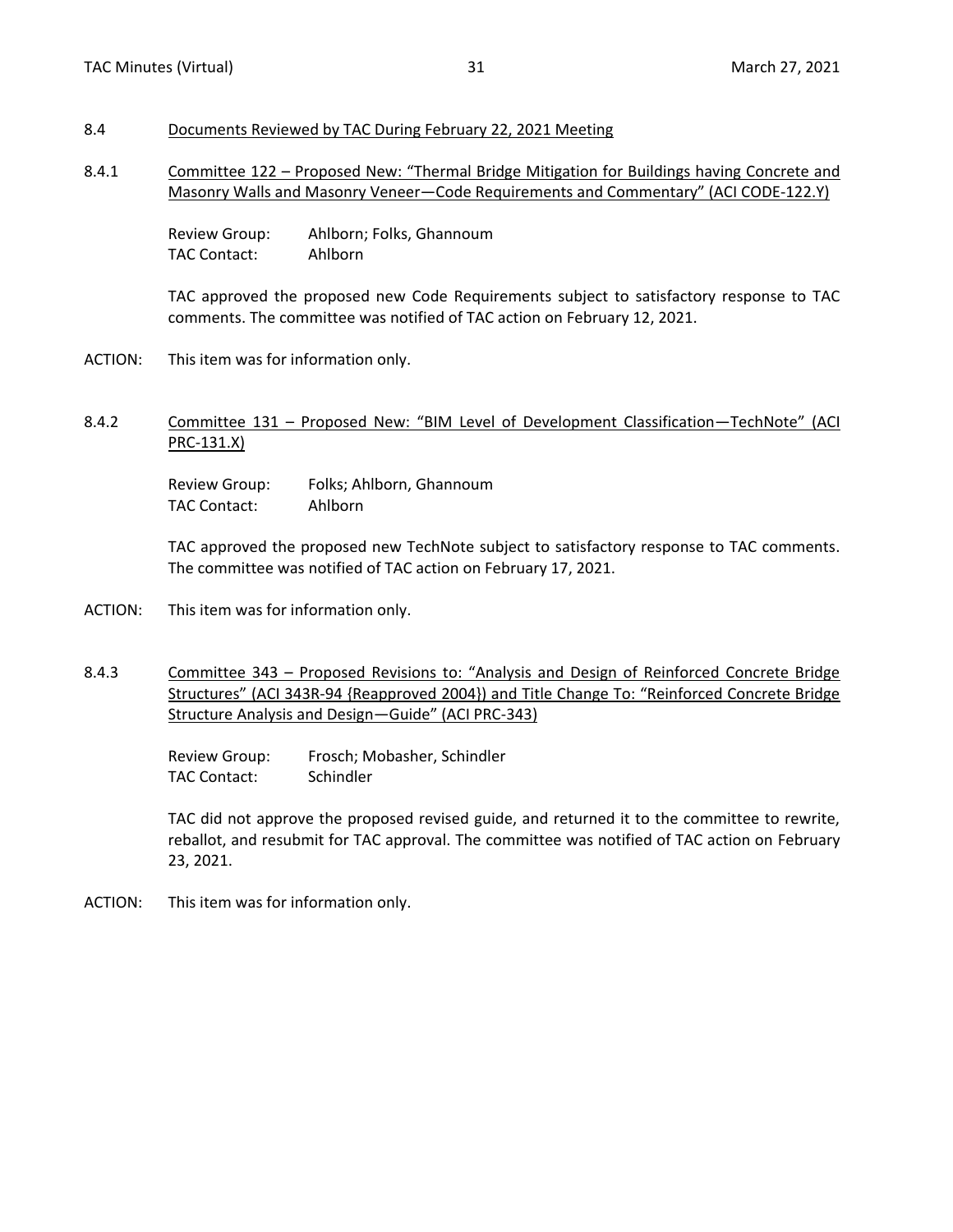## 8.4 Documents Reviewed by TAC During February 22, 2021 Meeting

### 8.4.1 Committee 122 – Proposed New: "Thermal Bridge Mitigation for Buildings having Concrete and Masonry Walls and Masonry Veneer—Code Requirements and Commentary" (ACI CODE-122.Y)

Review Group: Ahlborn; Folks, Ghannoum
TAC Contact: Ahlborn

TAC approved the proposed new Code Requirements subject to satisfactory response to TAC comments. The committee was notified of TAC action on February 12, 2021.

ACTION: This item was for information only.

### 8.4.2 Committee 131 – Proposed New: "BIM Level of Development Classification—TechNote" (ACI PRC-131.X)

Review Group: Folks; Ahlborn, Ghannoum
TAC Contact: Ahlborn

TAC approved the proposed new TechNote subject to satisfactory response to TAC comments. The committee was notified of TAC action on February 17, 2021.

ACTION: This item was for information only.

### 8.4.3 Committee 343 – Proposed Revisions to: "Analysis and Design of Reinforced Concrete Bridge Structures" (ACI 343R-94 {Reapproved 2004}) and Title Change To: "Reinforced Concrete Bridge Structure Analysis and Design—Guide" (ACI PRC-343)

Review Group: Frosch; Mobasher, Schindler
TAC Contact: Schindler

TAC did not approve the proposed revised guide, and returned it to the committee to rewrite, reballot, and resubmit for TAC approval. The committee was notified of TAC action on February 23, 2021.

ACTION: This item was for information only.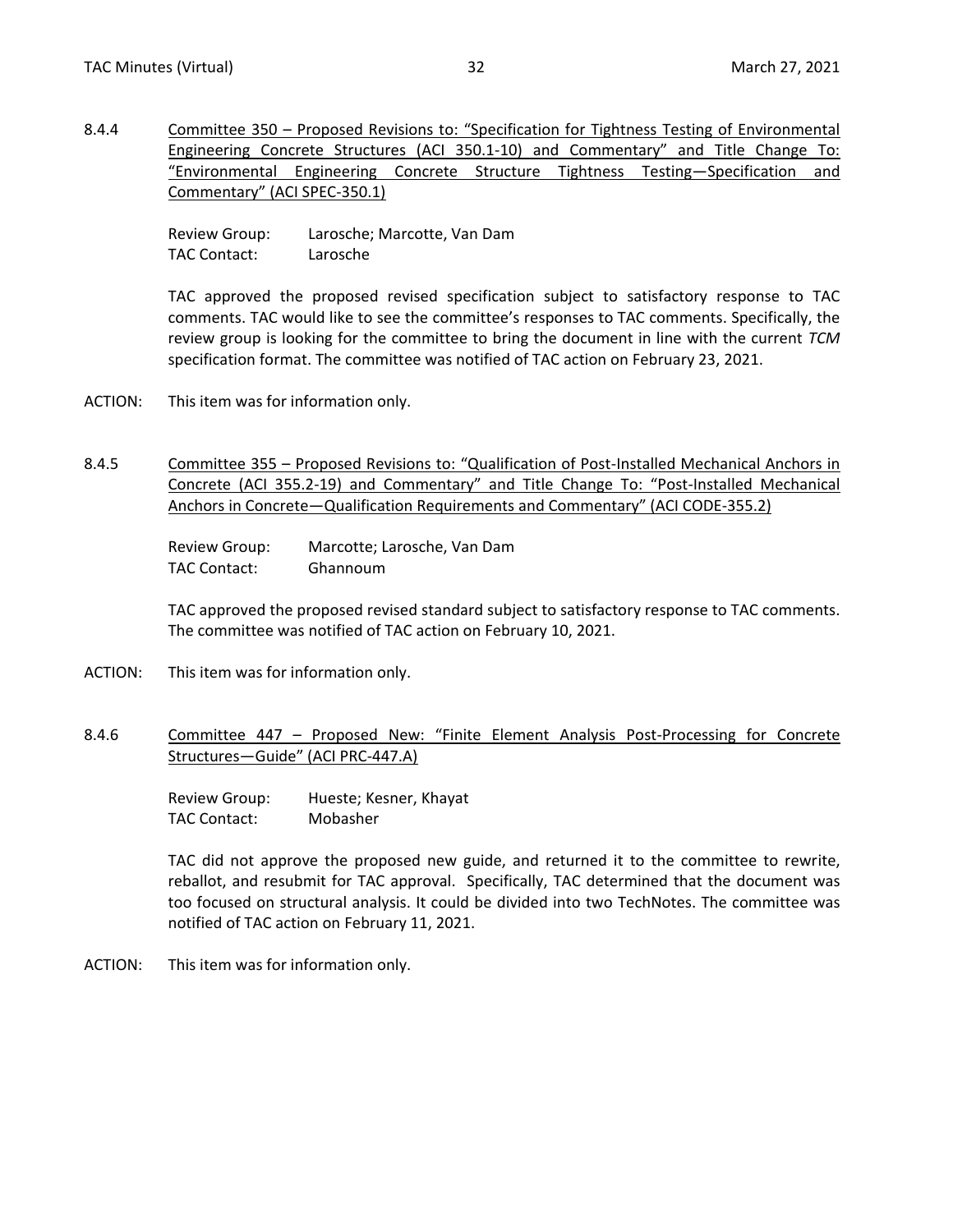8.4.4 Committee 350 – Proposed Revisions to: "Specification for Tightness Testing of Environmental Engineering Concrete Structures (ACI 350.1-10) and Commentary" and Title Change To: "Environmental Engineering Concrete Structure Tightness Testing—Specification and Commentary" (ACI SPEC-350.1)

Review Group: Larosche; Marcotte, Van Dam
TAC Contact: Larosche

TAC approved the proposed revised specification subject to satisfactory response to TAC comments. TAC would like to see the committee's responses to TAC comments. Specifically, the review group is looking for the committee to bring the document in line with the current *TCM* specification format. The committee was notified of TAC action on February 23, 2021.

ACTION: This item was for information only.

8.4.5 Committee 355 – Proposed Revisions to: "Qualification of Post-Installed Mechanical Anchors in Concrete (ACI 355.2-19) and Commentary" and Title Change To: "Post-Installed Mechanical Anchors in Concrete—Qualification Requirements and Commentary" (ACI CODE-355.2)

Review Group: Marcotte; Larosche, Van Dam
TAC Contact: Ghannoum

TAC approved the proposed revised standard subject to satisfactory response to TAC comments. The committee was notified of TAC action on February 10, 2021.

ACTION: This item was for information only.

8.4.6 Committee 447 – Proposed New: "Finite Element Analysis Post-Processing for Concrete Structures—Guide" (ACI PRC-447.A)

Review Group: Hueste; Kesner, Khayat
TAC Contact: Mobasher

TAC did not approve the proposed new guide, and returned it to the committee to rewrite, reballot, and resubmit for TAC approval. Specifically, TAC determined that the document was too focused on structural analysis. It could be divided into two TechNotes. The committee was notified of TAC action on February 11, 2021.

ACTION: This item was for information only.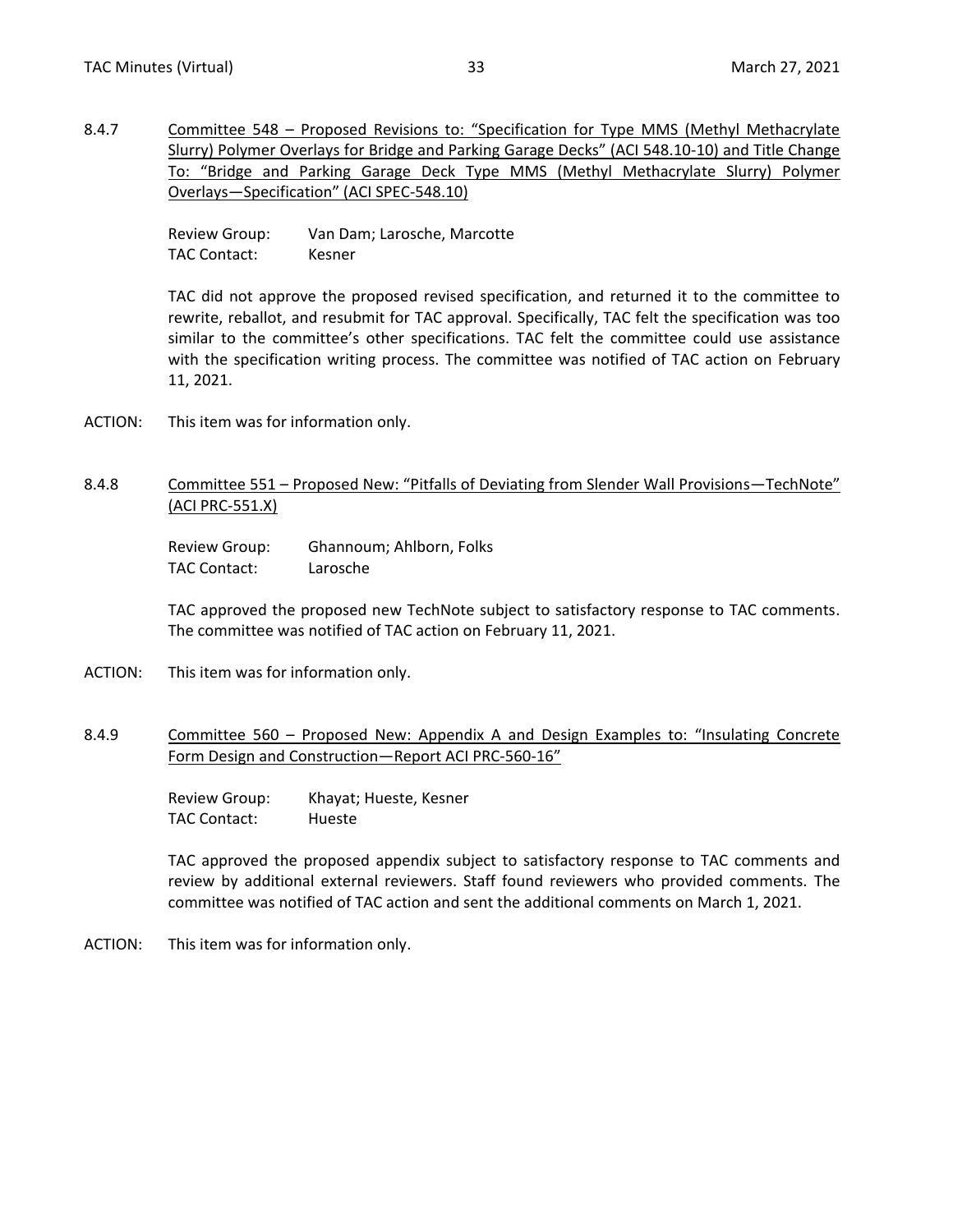8.4.7 Committee 548 – Proposed Revisions to: "Specification for Type MMS (Methyl Methacrylate Slurry) Polymer Overlays for Bridge and Parking Garage Decks" (ACI 548.10-10) and Title Change To: "Bridge and Parking Garage Deck Type MMS (Methyl Methacrylate Slurry) Polymer Overlays—Specification" (ACI SPEC-548.10)

Review Group: Van Dam; Larosche, Marcotte
TAC Contact: Kesner

TAC did not approve the proposed revised specification, and returned it to the committee to rewrite, reballot, and resubmit for TAC approval. Specifically, TAC felt the specification was too similar to the committee's other specifications. TAC felt the committee could use assistance with the specification writing process. The committee was notified of TAC action on February 11, 2021.

ACTION: This item was for information only.

8.4.8 Committee 551 – Proposed New: "Pitfalls of Deviating from Slender Wall Provisions—TechNote" (ACI PRC-551.X)

Review Group: Ghannoum; Ahlborn, Folks
TAC Contact: Larosche

TAC approved the proposed new TechNote subject to satisfactory response to TAC comments. The committee was notified of TAC action on February 11, 2021.

ACTION: This item was for information only.

8.4.9 Committee 560 – Proposed New: Appendix A and Design Examples to: "Insulating Concrete Form Design and Construction—Report ACI PRC-560-16"

Review Group: Khayat; Hueste, Kesner
TAC Contact: Hueste

TAC approved the proposed appendix subject to satisfactory response to TAC comments and review by additional external reviewers. Staff found reviewers who provided comments. The committee was notified of TAC action and sent the additional comments on March 1, 2021.

ACTION: This item was for information only.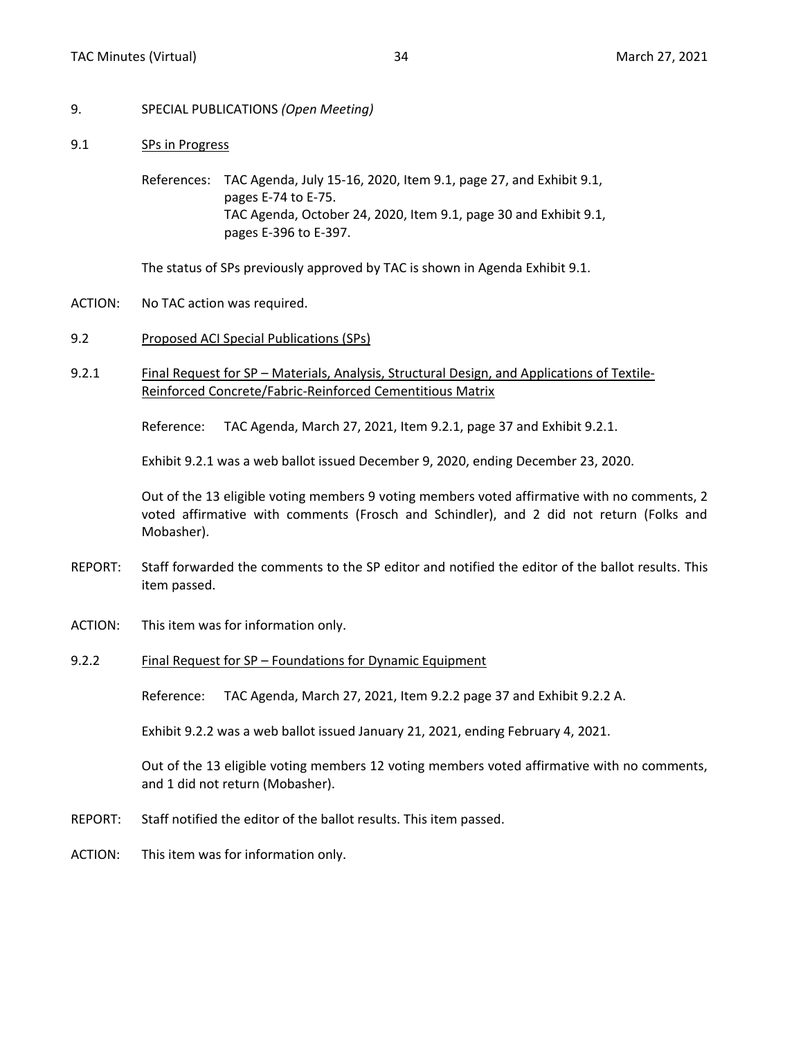## 9. SPECIAL PUBLICATIONS *(Open Meeting)*

### 9.1 SPs in Progress

References: TAC Agenda, July 15-16, 2020, Item 9.1, page 27, and Exhibit 9.1, pages E-74 to E-75.
TAC Agenda, October 24, 2020, Item 9.1, page 30 and Exhibit 9.1, pages E-396 to E-397.

The status of SPs previously approved by TAC is shown in Agenda Exhibit 9.1.

ACTION: No TAC action was required.

### 9.2 Proposed ACI Special Publications (SPs)

#### 9.2.1 Final Request for SP – Materials, Analysis, Structural Design, and Applications of Textile-Reinforced Concrete/Fabric-Reinforced Cementitious Matrix

Reference: TAC Agenda, March 27, 2021, Item 9.2.1, page 37 and Exhibit 9.2.1.

Exhibit 9.2.1 was a web ballot issued December 9, 2020, ending December 23, 2020.

Out of the 13 eligible voting members 9 voting members voted affirmative with no comments, 2 voted affirmative with comments (Frosch and Schindler), and 2 did not return (Folks and Mobasher).

REPORT: Staff forwarded the comments to the SP editor and notified the editor of the ballot results. This item passed.

ACTION: This item was for information only.

#### 9.2.2 Final Request for SP – Foundations for Dynamic Equipment

Reference: TAC Agenda, March 27, 2021, Item 9.2.2 page 37 and Exhibit 9.2.2 A.

Exhibit 9.2.2 was a web ballot issued January 21, 2021, ending February 4, 2021.

Out of the 13 eligible voting members 12 voting members voted affirmative with no comments, and 1 did not return (Mobasher).

REPORT: Staff notified the editor of the ballot results. This item passed.

ACTION: This item was for information only.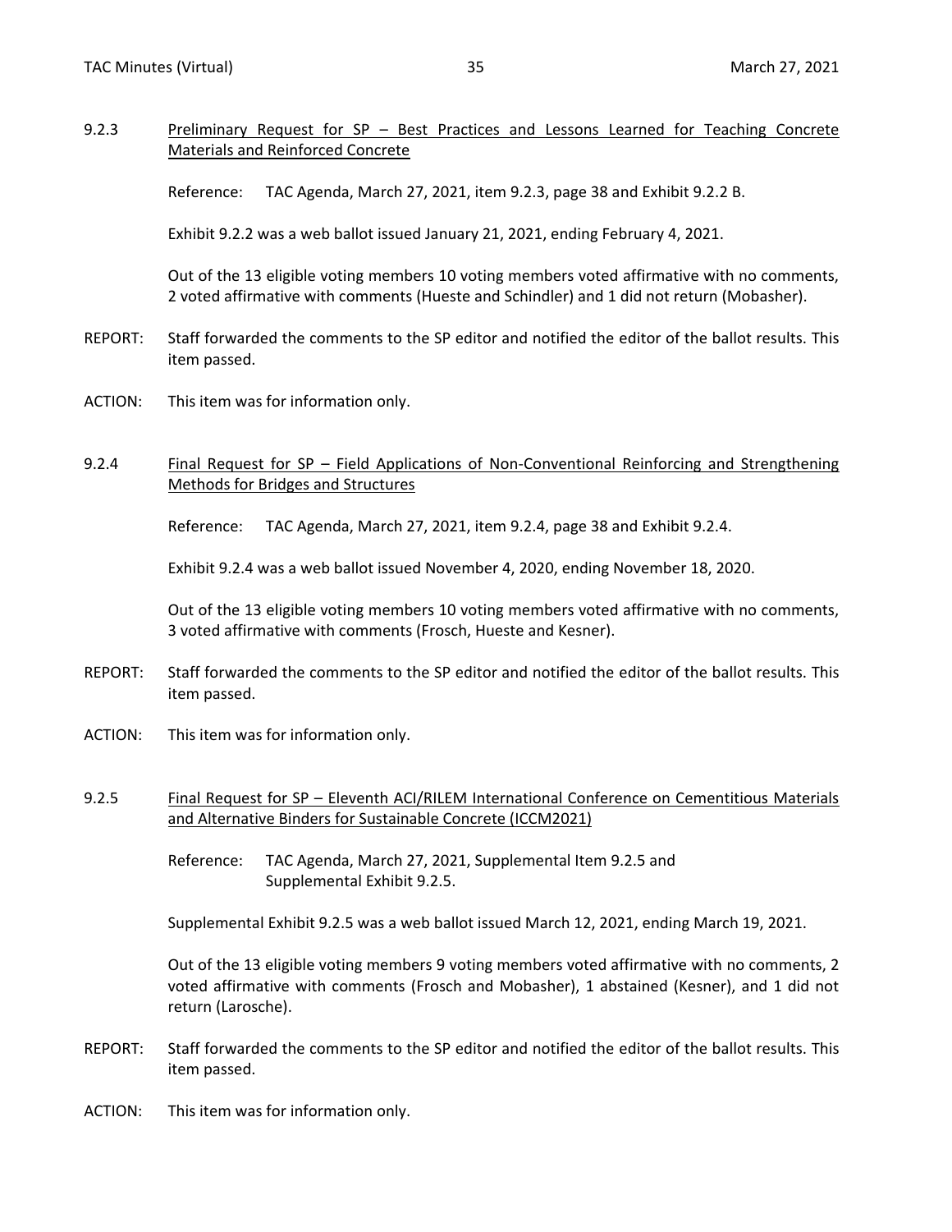9.2.3 Preliminary Request for SP – Best Practices and Lessons Learned for Teaching Concrete Materials and Reinforced Concrete

Reference: TAC Agenda, March 27, 2021, item 9.2.3, page 38 and Exhibit 9.2.2 B.

Exhibit 9.2.2 was a web ballot issued January 21, 2021, ending February 4, 2021.

Out of the 13 eligible voting members 10 voting members voted affirmative with no comments, 2 voted affirmative with comments (Hueste and Schindler) and 1 did not return (Mobasher).

REPORT: Staff forwarded the comments to the SP editor and notified the editor of the ballot results. This item passed.

ACTION: This item was for information only.

9.2.4 Final Request for SP – Field Applications of Non-Conventional Reinforcing and Strengthening Methods for Bridges and Structures

Reference: TAC Agenda, March 27, 2021, item 9.2.4, page 38 and Exhibit 9.2.4.

Exhibit 9.2.4 was a web ballot issued November 4, 2020, ending November 18, 2020.

Out of the 13 eligible voting members 10 voting members voted affirmative with no comments, 3 voted affirmative with comments (Frosch, Hueste and Kesner).

REPORT: Staff forwarded the comments to the SP editor and notified the editor of the ballot results. This item passed.

ACTION: This item was for information only.

9.2.5 Final Request for SP – Eleventh ACI/RILEM International Conference on Cementitious Materials and Alternative Binders for Sustainable Concrete (ICCM2021)

Reference: TAC Agenda, March 27, 2021, Supplemental Item 9.2.5 and Supplemental Exhibit 9.2.5.

Supplemental Exhibit 9.2.5 was a web ballot issued March 12, 2021, ending March 19, 2021.

Out of the 13 eligible voting members 9 voting members voted affirmative with no comments, 2 voted affirmative with comments (Frosch and Mobasher), 1 abstained (Kesner), and 1 did not return (Larosche).

REPORT: Staff forwarded the comments to the SP editor and notified the editor of the ballot results. This item passed.

ACTION: This item was for information only.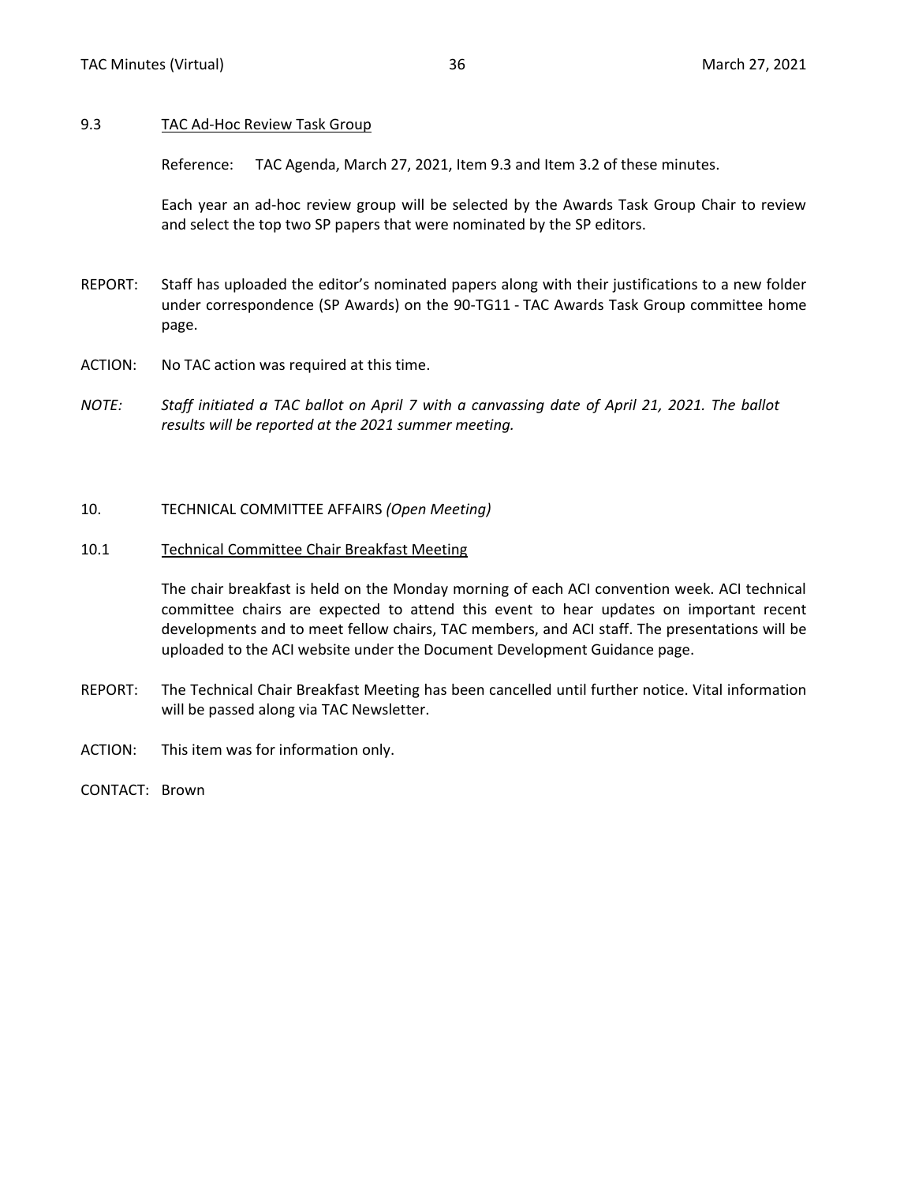9.3 TAC Ad-Hoc Review Task Group

Reference: TAC Agenda, March 27, 2021, Item 9.3 and Item 3.2 of these minutes.

Each year an ad-hoc review group will be selected by the Awards Task Group Chair to review and select the top two SP papers that were nominated by the SP editors.

REPORT: Staff has uploaded the editor's nominated papers along with their justifications to a new folder under correspondence (SP Awards) on the 90-TG11 - TAC Awards Task Group committee home page.

ACTION: No TAC action was required at this time.

*NOTE: Staff initiated a TAC ballot on April 7 with a canvassing date of April 21, 2021. The ballot results will be reported at the 2021 summer meeting.*

## 10. TECHNICAL COMMITTEE AFFAIRS *(Open Meeting)*

10.1 Technical Committee Chair Breakfast Meeting

The chair breakfast is held on the Monday morning of each ACI convention week. ACI technical committee chairs are expected to attend this event to hear updates on important recent developments and to meet fellow chairs, TAC members, and ACI staff. The presentations will be uploaded to the ACI website under the Document Development Guidance page.

REPORT: The Technical Chair Breakfast Meeting has been cancelled until further notice. Vital information will be passed along via TAC Newsletter.

ACTION: This item was for information only.

CONTACT: Brown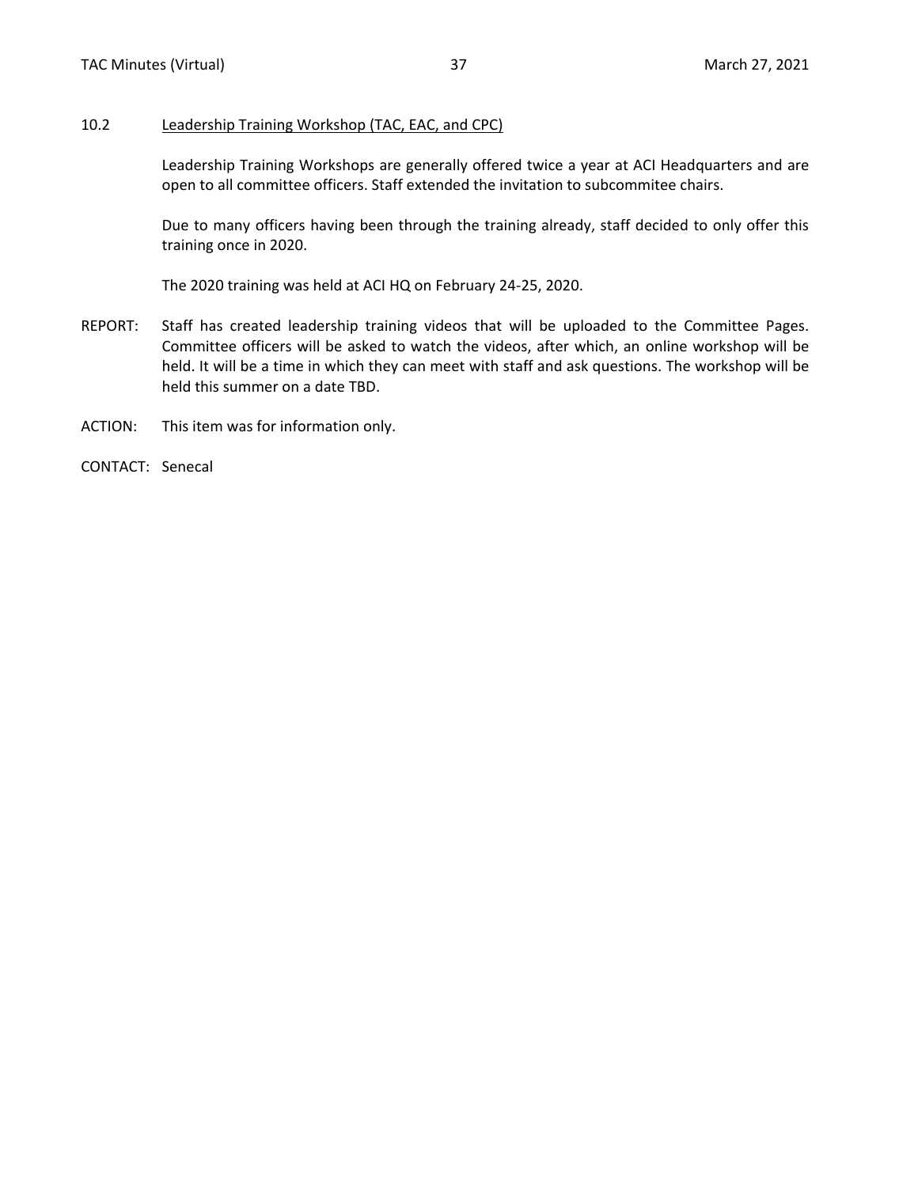## 10.2 Leadership Training Workshop (TAC, EAC, and CPC)

Leadership Training Workshops are generally offered twice a year at ACI Headquarters and are open to all committee officers. Staff extended the invitation to subcommitee chairs.

Due to many officers having been through the training already, staff decided to only offer this training once in 2020.

The 2020 training was held at ACI HQ on February 24-25, 2020.

REPORT: Staff has created leadership training videos that will be uploaded to the Committee Pages. Committee officers will be asked to watch the videos, after which, an online workshop will be held. It will be a time in which they can meet with staff and ask questions. The workshop will be held this summer on a date TBD.

ACTION: This item was for information only.

CONTACT: Senecal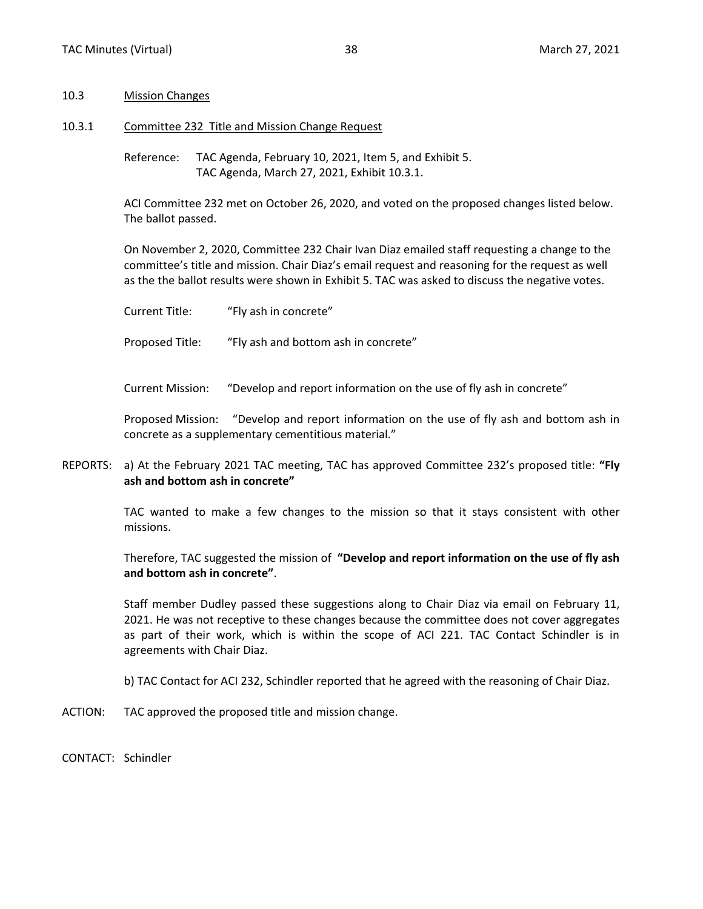## 10.3 Mission Changes

### 10.3.1 Committee 232 Title and Mission Change Request

Reference: TAC Agenda, February 10, 2021, Item 5, and Exhibit 5.
TAC Agenda, March 27, 2021, Exhibit 10.3.1.

ACI Committee 232 met on October 26, 2020, and voted on the proposed changes listed below. The ballot passed.

On November 2, 2020, Committee 232 Chair Ivan Diaz emailed staff requesting a change to the committee's title and mission. Chair Diaz's email request and reasoning for the request as well as the the ballot results were shown in Exhibit 5. TAC was asked to discuss the negative votes.

Current Title: "Fly ash in concrete"

Proposed Title: "Fly ash and bottom ash in concrete"

Current Mission: "Develop and report information on the use of fly ash in concrete"

Proposed Mission: "Develop and report information on the use of fly ash and bottom ash in concrete as a supplementary cementitious material."

REPORTS: a) At the February 2021 TAC meeting, TAC has approved Committee 232's proposed title: **"Fly ash and bottom ash in concrete"**

TAC wanted to make a few changes to the mission so that it stays consistent with other missions.

Therefore, TAC suggested the mission of **"Develop and report information on the use of fly ash and bottom ash in concrete"**.

Staff member Dudley passed these suggestions along to Chair Diaz via email on February 11, 2021. He was not receptive to these changes because the committee does not cover aggregates as part of their work, which is within the scope of ACI 221. TAC Contact Schindler is in agreements with Chair Diaz.

b) TAC Contact for ACI 232, Schindler reported that he agreed with the reasoning of Chair Diaz.

ACTION: TAC approved the proposed title and mission change.

CONTACT: Schindler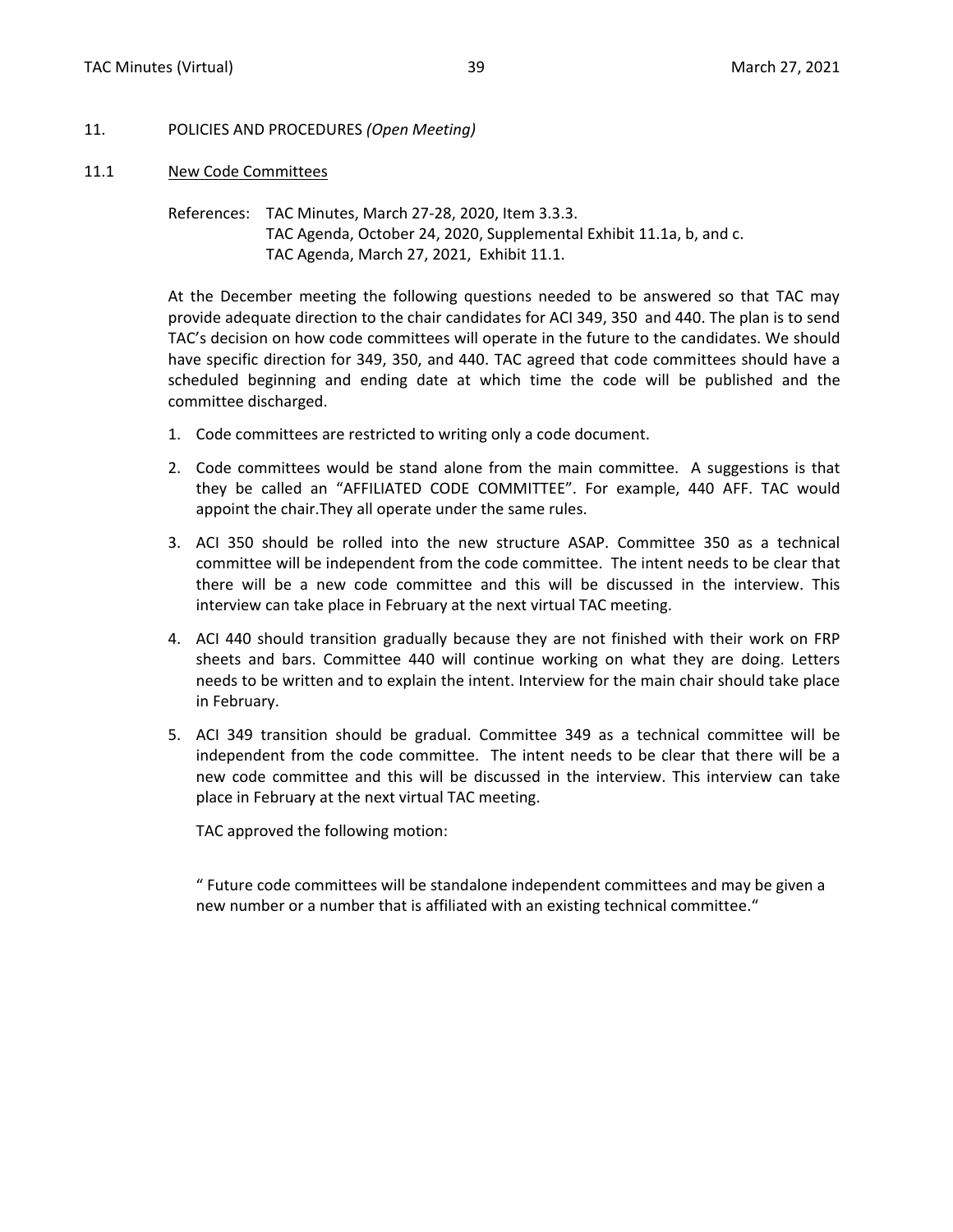## 11. POLICIES AND PROCEDURES *(Open Meeting)*

### 11.1 New Code Committees

References: TAC Minutes, March 27-28, 2020, Item 3.3.3.
TAC Agenda, October 24, 2020, Supplemental Exhibit 11.1a, b, and c.
TAC Agenda, March 27, 2021, Exhibit 11.1.

At the December meeting the following questions needed to be answered so that TAC may provide adequate direction to the chair candidates for ACI 349, 350 and 440. The plan is to send TAC's decision on how code committees will operate in the future to the candidates. We should have specific direction for 349, 350, and 440. TAC agreed that code committees should have a scheduled beginning and ending date at which time the code will be published and the committee discharged.

1. Code committees are restricted to writing only a code document.
2. Code committees would be stand alone from the main committee. A suggestions is that they be called an "AFFILIATED CODE COMMITTEE". For example, 440 AFF. TAC would appoint the chair.They all operate under the same rules.
3. ACI 350 should be rolled into the new structure ASAP. Committee 350 as a technical committee will be independent from the code committee. The intent needs to be clear that there will be a new code committee and this will be discussed in the interview. This interview can take place in February at the next virtual TAC meeting.
4. ACI 440 should transition gradually because they are not finished with their work on FRP sheets and bars. Committee 440 will continue working on what they are doing. Letters needs to be written and to explain the intent. Interview for the main chair should take place in February.
5. ACI 349 transition should be gradual. Committee 349 as a technical committee will be independent from the code committee. The intent needs to be clear that there will be a new code committee and this will be discussed in the interview. This interview can take place in February at the next virtual TAC meeting.

TAC approved the following motion:

" Future code committees will be standalone independent committees and may be given a new number or a number that is affiliated with an existing technical committee."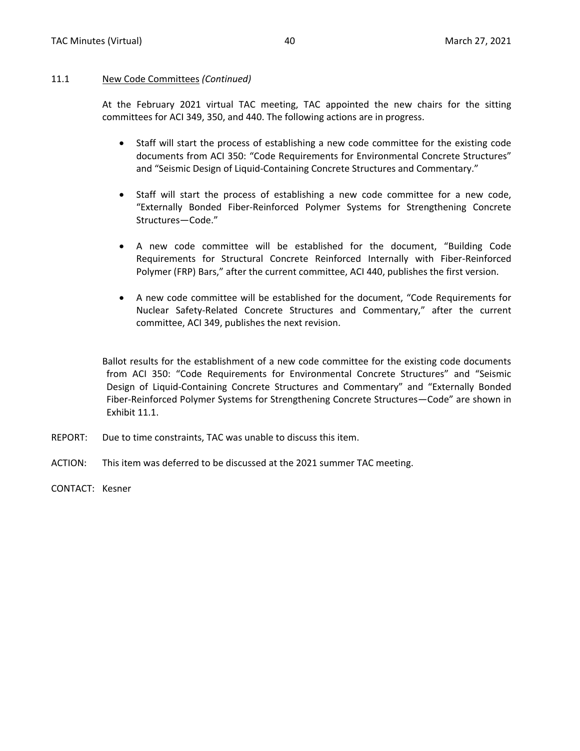### 11.1 New Code Committees *(Continued)*

At the February 2021 virtual TAC meeting, TAC appointed the new chairs for the sitting committees for ACI 349, 350, and 440. The following actions are in progress.

- Staff will start the process of establishing a new code committee for the existing code documents from ACI 350: "Code Requirements for Environmental Concrete Structures" and "Seismic Design of Liquid-Containing Concrete Structures and Commentary."
- Staff will start the process of establishing a new code committee for a new code, "Externally Bonded Fiber-Reinforced Polymer Systems for Strengthening Concrete Structures—Code."
- A new code committee will be established for the document, "Building Code Requirements for Structural Concrete Reinforced Internally with Fiber-Reinforced Polymer (FRP) Bars," after the current committee, ACI 440, publishes the first version.
- A new code committee will be established for the document, "Code Requirements for Nuclear Safety-Related Concrete Structures and Commentary," after the current committee, ACI 349, publishes the next revision.

Ballot results for the establishment of a new code committee for the existing code documents from ACI 350: "Code Requirements for Environmental Concrete Structures" and "Seismic Design of Liquid-Containing Concrete Structures and Commentary" and "Externally Bonded Fiber-Reinforced Polymer Systems for Strengthening Concrete Structures—Code" are shown in Exhibit 11.1.

REPORT: Due to time constraints, TAC was unable to discuss this item.

ACTION: This item was deferred to be discussed at the 2021 summer TAC meeting.

CONTACT: Kesner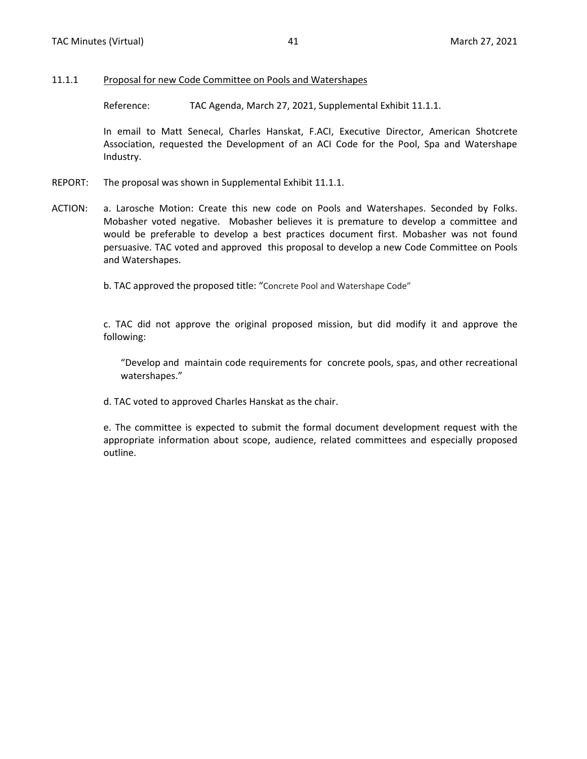### 11.1.1 Proposal for new Code Committee on Pools and Watershapes

Reference: TAC Agenda, March 27, 2021, Supplemental Exhibit 11.1.1.

In email to Matt Senecal, Charles Hanskat, F.ACI, Executive Director, American Shotcrete Association, requested the Development of an ACI Code for the Pool, Spa and Watershape Industry.

REPORT: The proposal was shown in Supplemental Exhibit 11.1.1.

ACTION: a. Larosche Motion: Create this new code on Pools and Watershapes. Seconded by Folks. Mobasher voted negative. Mobasher believes it is premature to develop a committee and would be preferable to develop a best practices document first. Mobasher was not found persuasive. TAC voted and approved this proposal to develop a new Code Committee on Pools and Watershapes.

b. TAC approved the proposed title: "Concrete Pool and Watershape Code"

c. TAC did not approve the original proposed mission, but did modify it and approve the following:

> "Develop and maintain code requirements for concrete pools, spas, and other recreational watershapes."

d. TAC voted to approved Charles Hanskat as the chair.

e. The committee is expected to submit the formal document development request with the appropriate information about scope, audience, related committees and especially proposed outline.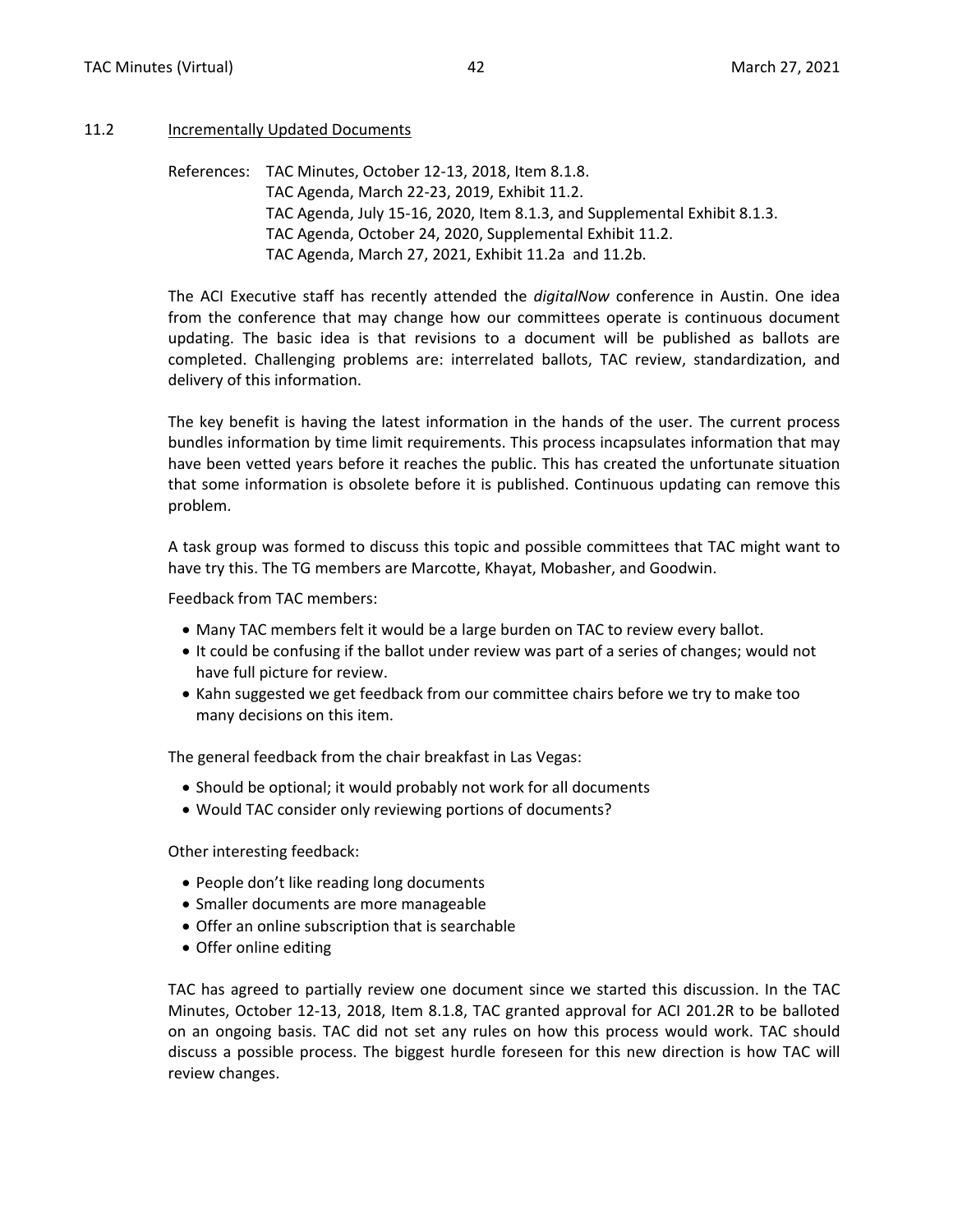## 11.2 Incrementally Updated Documents

References: TAC Minutes, October 12-13, 2018, Item 8.1.8.
TAC Agenda, March 22-23, 2019, Exhibit 11.2.
TAC Agenda, July 15-16, 2020, Item 8.1.3, and Supplemental Exhibit 8.1.3.
TAC Agenda, October 24, 2020, Supplemental Exhibit 11.2.
TAC Agenda, March 27, 2021, Exhibit 11.2a and 11.2b.

The ACI Executive staff has recently attended the *digitalNow* conference in Austin. One idea from the conference that may change how our committees operate is continuous document updating. The basic idea is that revisions to a document will be published as ballots are completed. Challenging problems are: interrelated ballots, TAC review, standardization, and delivery of this information.

The key benefit is having the latest information in the hands of the user. The current process bundles information by time limit requirements. This process incapsulates information that may have been vetted years before it reaches the public. This has created the unfortunate situation that some information is obsolete before it is published. Continuous updating can remove this problem.

A task group was formed to discuss this topic and possible committees that TAC might want to have try this. The TG members are Marcotte, Khayat, Mobasher, and Goodwin.

Feedback from TAC members:

- Many TAC members felt it would be a large burden on TAC to review every ballot.
- It could be confusing if the ballot under review was part of a series of changes; would not have full picture for review.
- Kahn suggested we get feedback from our committee chairs before we try to make too many decisions on this item.

The general feedback from the chair breakfast in Las Vegas:

- Should be optional; it would probably not work for all documents
- Would TAC consider only reviewing portions of documents?

Other interesting feedback:

- People don't like reading long documents
- Smaller documents are more manageable
- Offer an online subscription that is searchable
- Offer online editing

TAC has agreed to partially review one document since we started this discussion. In the TAC Minutes, October 12-13, 2018, Item 8.1.8, TAC granted approval for ACI 201.2R to be balloted on an ongoing basis. TAC did not set any rules on how this process would work. TAC should discuss a possible process. The biggest hurdle foreseen for this new direction is how TAC will review changes.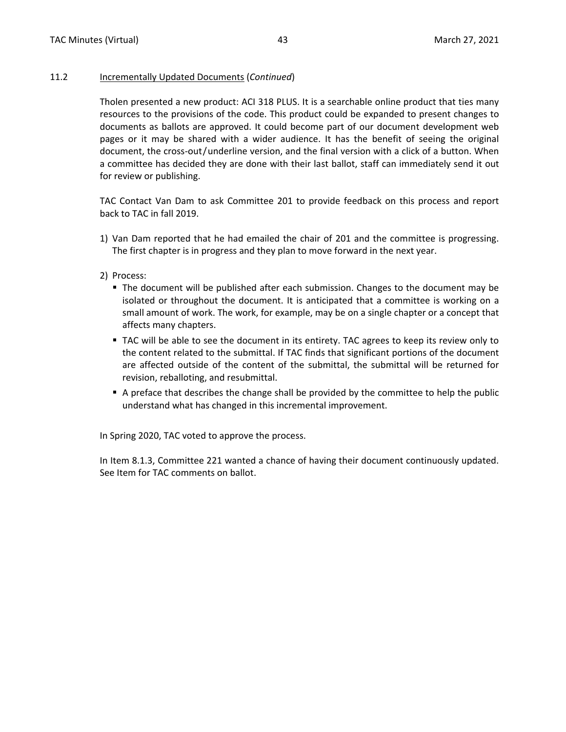## 11.2 Incrementally Updated Documents (*Continued*)

Tholen presented a new product: ACI 318 PLUS. It is a searchable online product that ties many resources to the provisions of the code. This product could be expanded to present changes to documents as ballots are approved. It could become part of our document development web pages or it may be shared with a wider audience. It has the benefit of seeing the original document, the cross-out/underline version, and the final version with a click of a button. When a committee has decided they are done with their last ballot, staff can immediately send it out for review or publishing.

TAC Contact Van Dam to ask Committee 201 to provide feedback on this process and report back to TAC in fall 2019.

1) Van Dam reported that he had emailed the chair of 201 and the committee is progressing. The first chapter is in progress and they plan to move forward in the next year.

2) Process:
   - The document will be published after each submission. Changes to the document may be isolated or throughout the document. It is anticipated that a committee is working on a small amount of work. The work, for example, may be on a single chapter or a concept that affects many chapters.
   - TAC will be able to see the document in its entirety. TAC agrees to keep its review only to the content related to the submittal. If TAC finds that significant portions of the document are affected outside of the content of the submittal, the submittal will be returned for revision, reballoting, and resubmittal.
   - A preface that describes the change shall be provided by the committee to help the public understand what has changed in this incremental improvement.

In Spring 2020, TAC voted to approve the process.

In Item 8.1.3, Committee 221 wanted a chance of having their document continuously updated. See Item for TAC comments on ballot.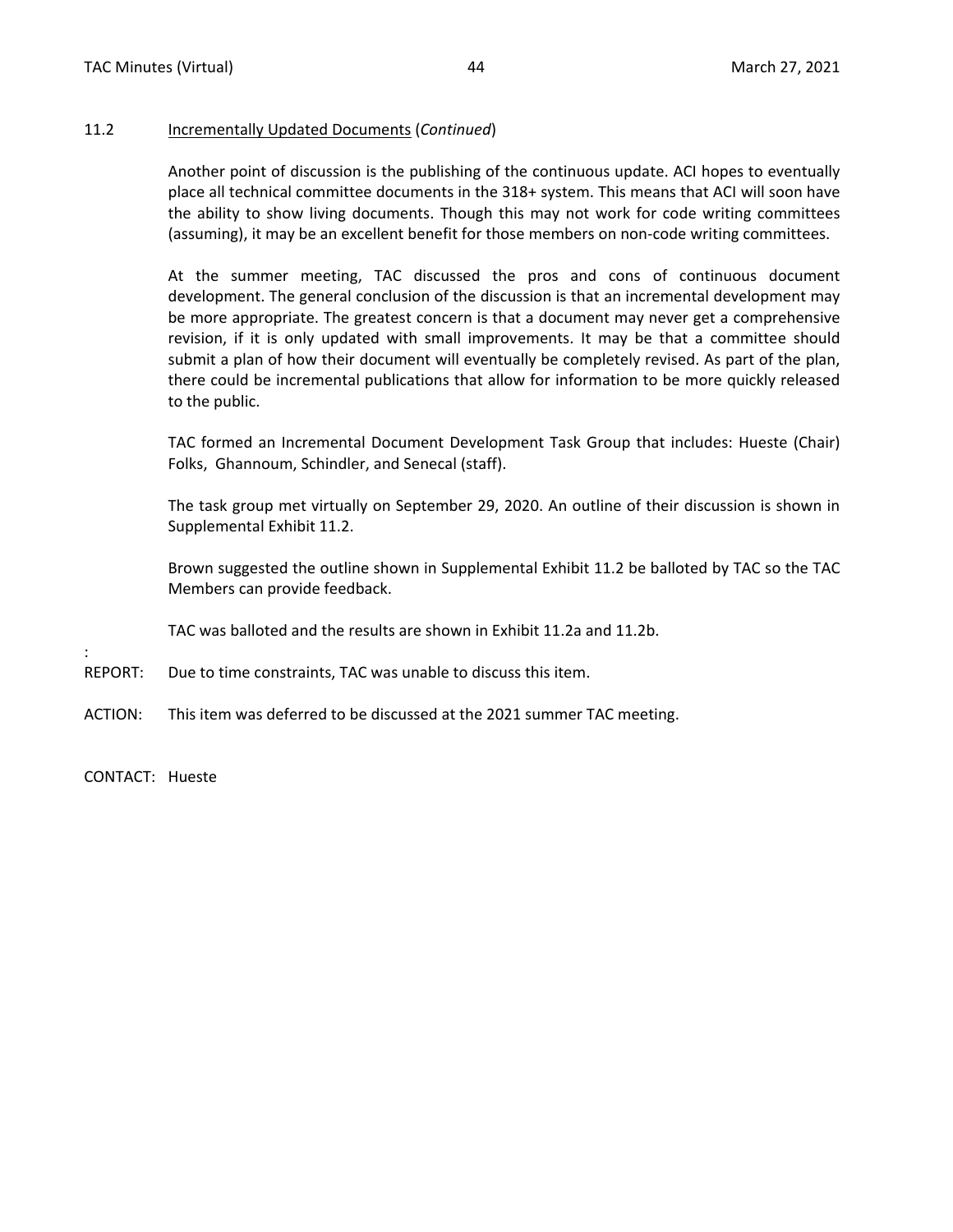## 11.2 Incrementally Updated Documents (*Continued*)

Another point of discussion is the publishing of the continuous update. ACI hopes to eventually place all technical committee documents in the 318+ system. This means that ACI will soon have the ability to show living documents. Though this may not work for code writing committees (assuming), it may be an excellent benefit for those members on non-code writing committees.

At the summer meeting, TAC discussed the pros and cons of continuous document development. The general conclusion of the discussion is that an incremental development may be more appropriate. The greatest concern is that a document may never get a comprehensive revision, if it is only updated with small improvements. It may be that a committee should submit a plan of how their document will eventually be completely revised. As part of the plan, there could be incremental publications that allow for information to be more quickly released to the public.

TAC formed an Incremental Document Development Task Group that includes: Hueste (Chair) Folks, Ghannoum, Schindler, and Senecal (staff).

The task group met virtually on September 29, 2020. An outline of their discussion is shown in Supplemental Exhibit 11.2.

Brown suggested the outline shown in Supplemental Exhibit 11.2 be balloted by TAC so the TAC Members can provide feedback.

TAC was balloted and the results are shown in Exhibit 11.2a and 11.2b.

:

REPORT: Due to time constraints, TAC was unable to discuss this item.

ACTION: This item was deferred to be discussed at the 2021 summer TAC meeting.

CONTACT: Hueste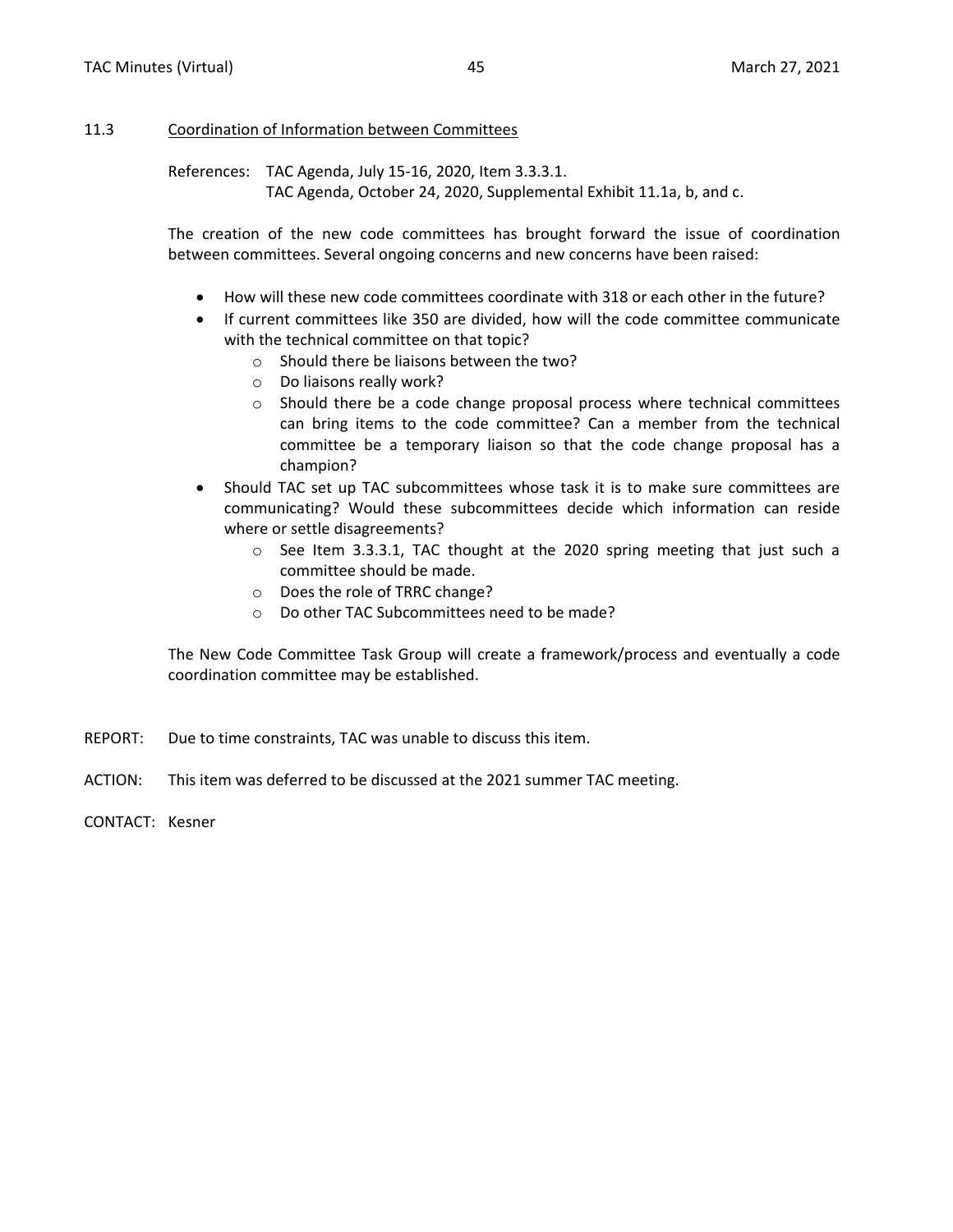### 11.3 Coordination of Information between Committees

References: TAC Agenda, July 15-16, 2020, Item 3.3.3.1.
TAC Agenda, October 24, 2020, Supplemental Exhibit 11.1a, b, and c.

The creation of the new code committees has brought forward the issue of coordination between committees. Several ongoing concerns and new concerns have been raised:

- How will these new code committees coordinate with 318 or each other in the future?
- If current committees like 350 are divided, how will the code committee communicate with the technical committee on that topic?
  - Should there be liaisons between the two?
  - Do liaisons really work?
  - Should there be a code change proposal process where technical committees can bring items to the code committee? Can a member from the technical committee be a temporary liaison so that the code change proposal has a champion?
- Should TAC set up TAC subcommittees whose task it is to make sure committees are communicating? Would these subcommittees decide which information can reside where or settle disagreements?
  - See Item 3.3.3.1, TAC thought at the 2020 spring meeting that just such a committee should be made.
  - Does the role of TRRC change?
  - Do other TAC Subcommittees need to be made?

The New Code Committee Task Group will create a framework/process and eventually a code coordination committee may be established.

REPORT: Due to time constraints, TAC was unable to discuss this item.

ACTION: This item was deferred to be discussed at the 2021 summer TAC meeting.

CONTACT: Kesner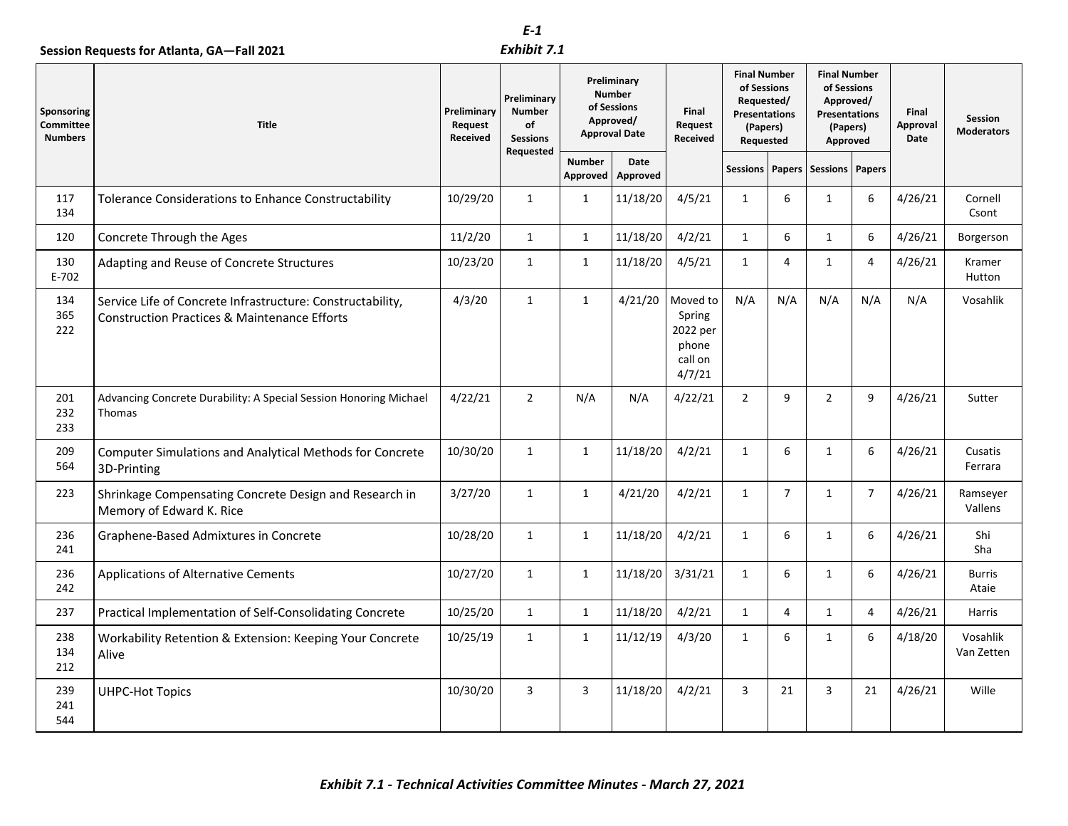**Session Requests for Atlanta, GA—Fall 2021**

*E-1*

***Exhibit 7.1***

| Sponsoring Committee Numbers | Title | Preliminary Request Received | Preliminary Number of Sessions Requested | Preliminary Number of Sessions Approved/ Approval Date | | Final Request Received | Final Number of Sessions Requested/ Presentations (Papers) Requested | | Final Number of Sessions Approved/ Presentations (Papers) Approved | | Final Approval Date | Session Moderators |
|---|---|---|---|---|---|---|---|---|---|---|---|---|
| | | | | Number Approved | Date Approved | | Sessions | Papers | Sessions | Papers | | |
| 117 134 | Tolerance Considerations to Enhance Constructability | 10/29/20 | 1 | 1 | 11/18/20 | 4/5/21 | 1 | 6 | 1 | 6 | 4/26/21 | Cornell Csont |
| 120 | Concrete Through the Ages | 11/2/20 | 1 | 1 | 11/18/20 | 4/2/21 | 1 | 6 | 1 | 6 | 4/26/21 | Borgerson |
| 130 E-702 | Adapting and Reuse of Concrete Structures | 10/23/20 | 1 | 1 | 11/18/20 | 4/5/21 | 1 | 4 | 1 | 4 | 4/26/21 | Kramer Hutton |
| 134 365 222 | Service Life of Concrete Infrastructure: Constructability, Construction Practices & Maintenance Efforts | 4/3/20 | 1 | 1 | 4/21/20 | Moved to Spring 2022 per phone call on 4/7/21 | N/A | N/A | N/A | N/A | N/A | Vosahlik |
| 201 232 233 | Advancing Concrete Durability: A Special Session Honoring Michael Thomas | 4/22/21 | 2 | N/A | N/A | 4/22/21 | 2 | 9 | 2 | 9 | 4/26/21 | Sutter |
| 209 564 | Computer Simulations and Analytical Methods for Concrete 3D-Printing | 10/30/20 | 1 | 1 | 11/18/20 | 4/2/21 | 1 | 6 | 1 | 6 | 4/26/21 | Cusatis Ferrara |
| 223 | Shrinkage Compensating Concrete Design and Research in Memory of Edward K. Rice | 3/27/20 | 1 | 1 | 4/21/20 | 4/2/21 | 1 | 7 | 1 | 7 | 4/26/21 | Ramseyer Vallens |
| 236 241 | Graphene-Based Admixtures in Concrete | 10/28/20 | 1 | 1 | 11/18/20 | 4/2/21 | 1 | 6 | 1 | 6 | 4/26/21 | Shi Sha |
| 236 242 | Applications of Alternative Cements | 10/27/20 | 1 | 1 | 11/18/20 | 3/31/21 | 1 | 6 | 1 | 6 | 4/26/21 | Burris Ataie |
| 237 | Practical Implementation of Self-Consolidating Concrete | 10/25/20 | 1 | 1 | 11/18/20 | 4/2/21 | 1 | 4 | 1 | 4 | 4/26/21 | Harris |
| 238 134 212 | Workability Retention & Extension: Keeping Your Concrete Alive | 10/25/19 | 1 | 1 | 11/12/19 | 4/3/20 | 1 | 6 | 1 | 6 | 4/18/20 | Vosahlik Van Zetten |
| 239 241 544 | UHPC-Hot Topics | 10/30/20 | 3 | 3 | 11/18/20 | 4/2/21 | 3 | 21 | 3 | 21 | 4/26/21 | Wille |

***Exhibit 7.1 - Technical Activities Committee Minutes - March 27, 2021***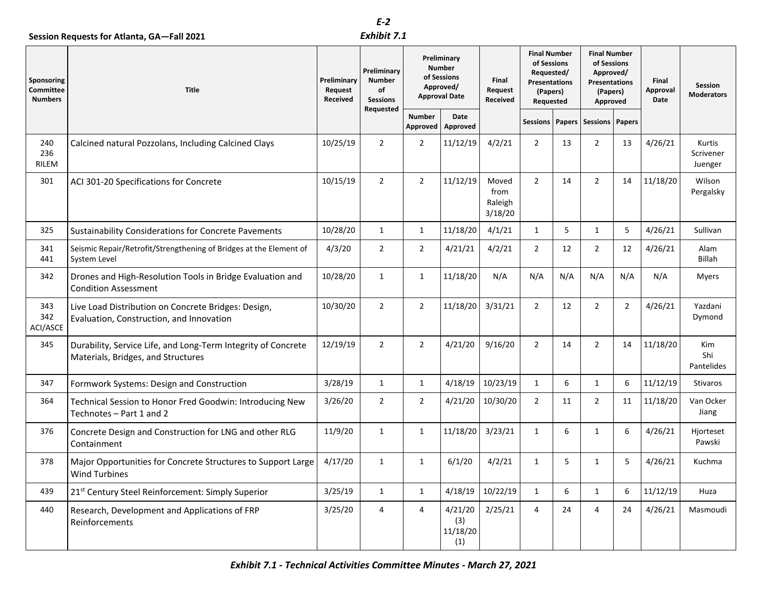**Session Requests for Atlanta, GA—Fall 2021**

***E-2***

***Exhibit 7.1***

| Sponsoring Committee Numbers | Title | Preliminary Request Received | Preliminary Number of Sessions Requested | Preliminary Number of Sessions Approved/ Approval Date | | Final Request Received | Final Number of Sessions Requested/ Presentations (Papers) Requested | | Final Number of Sessions Approved/ Presentations (Papers) Approved | | Final Approval Date | Session Moderators |
|---|---|---|---|---|---|---|---|---|---|---|---|---|
| | | | | Number Approved | Date Approved | | Sessions | Papers | Sessions | Papers | | |
| 240 236 RILEM | Calcined natural Pozzolans, Including Calcined Clays | 10/25/19 | 2 | 2 | 11/12/19 | 4/2/21 | 2 | 13 | 2 | 13 | 4/26/21 | Kurtis Scrivener Juenger |
| 301 | ACI 301-20 Specifications for Concrete | 10/15/19 | 2 | 2 | 11/12/19 | Moved from Raleigh 3/18/20 | 2 | 14 | 2 | 14 | 11/18/20 | Wilson Pergalsky |
| 325 | Sustainability Considerations for Concrete Pavements | 10/28/20 | 1 | 1 | 11/18/20 | 4/1/21 | 1 | 5 | 1 | 5 | 4/26/21 | Sullivan |
| 341 441 | Seismic Repair/Retrofit/Strengthening of Bridges at the Element of System Level | 4/3/20 | 2 | 2 | 4/21/21 | 4/2/21 | 2 | 12 | 2 | 12 | 4/26/21 | Alam Billah |
| 342 | Drones and High-Resolution Tools in Bridge Evaluation and Condition Assessment | 10/28/20 | 1 | 1 | 11/18/20 | N/A | N/A | N/A | N/A | N/A | N/A | Myers |
| 343 342 ACI/ASCE | Live Load Distribution on Concrete Bridges: Design, Evaluation, Construction, and Innovation | 10/30/20 | 2 | 2 | 11/18/20 | 3/31/21 | 2 | 12 | 2 | 2 | 4/26/21 | Yazdani Dymond |
| 345 | Durability, Service Life, and Long-Term Integrity of Concrete Materials, Bridges, and Structures | 12/19/19 | 2 | 2 | 4/21/20 | 9/16/20 | 2 | 14 | 2 | 14 | 11/18/20 | Kim Shi Pantelides |
| 347 | Formwork Systems: Design and Construction | 3/28/19 | 1 | 1 | 4/18/19 | 10/23/19 | 1 | 6 | 1 | 6 | 11/12/19 | Stivaros |
| 364 | Technical Session to Honor Fred Goodwin: Introducing New Technotes – Part 1 and 2 | 3/26/20 | 2 | 2 | 4/21/20 | 10/30/20 | 2 | 11 | 2 | 11 | 11/18/20 | Van Ocker Jiang |
| 376 | Concrete Design and Construction for LNG and other RLG Containment | 11/9/20 | 1 | 1 | 11/18/20 | 3/23/21 | 1 | 6 | 1 | 6 | 4/26/21 | Hjorteset Pawski |
| 378 | Major Opportunities for Concrete Structures to Support Large Wind Turbines | 4/17/20 | 1 | 1 | 6/1/20 | 4/2/21 | 1 | 5 | 1 | 5 | 4/26/21 | Kuchma |
| 439 | 21st Century Steel Reinforcement: Simply Superior | 3/25/19 | 1 | 1 | 4/18/19 | 10/22/19 | 1 | 6 | 1 | 6 | 11/12/19 | Huza |
| 440 | Research, Development and Applications of FRP Reinforcements | 3/25/20 | 4 | 4 | 4/21/20 (3) 11/18/20 (1) | 2/25/21 | 4 | 24 | 4 | 24 | 4/26/21 | Masmoudi |

***Exhibit 7.1 - Technical Activities Committee Minutes - March 27, 2021***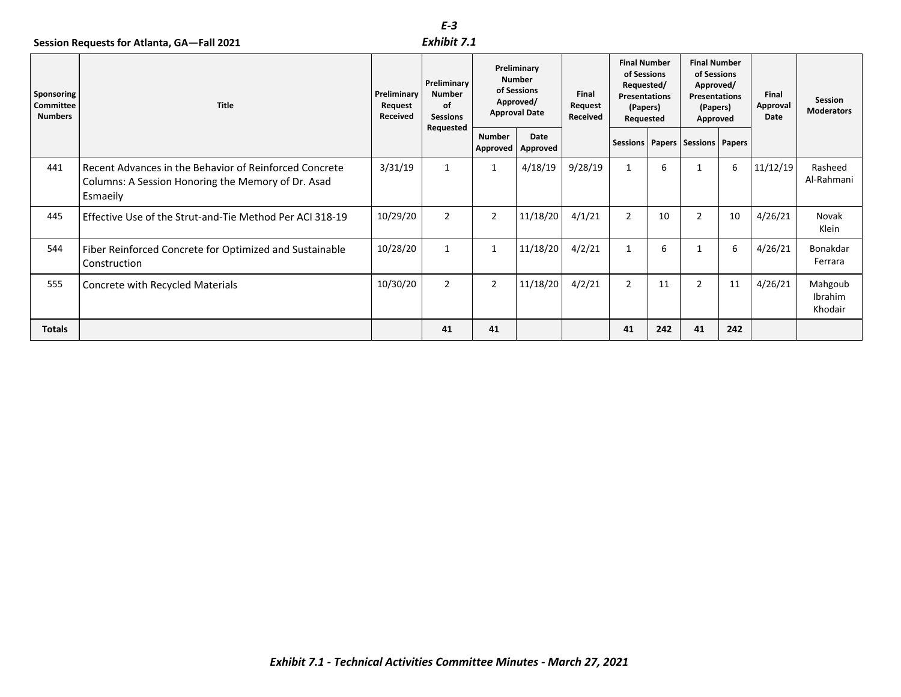**Session Requests for Atlanta, GA—Fall 2021**

*E-3*

*Exhibit 7.1*

| Sponsoring Committee Numbers | Title | Preliminary Request Received | Preliminary Number of Sessions Requested | Preliminary Number of Sessions Approved/ Approval Date | | Final Request Received | Final Number of Sessions Requested/ Presentations (Papers) Requested | | Final Number of Sessions Approved/ Presentations (Papers) Approved | | Final Approval Date | Session Moderators |
|---|---|---|---|---|---|---|---|---|---|---|---|---|
| | | | | Number Approved | Date Approved | | Sessions | Papers | Sessions | Papers | | |
| 441 | Recent Advances in the Behavior of Reinforced Concrete Columns: A Session Honoring the Memory of Dr. Asad Esmaeily | 3/31/19 | 1 | 1 | 4/18/19 | 9/28/19 | 1 | 6 | 1 | 6 | 11/12/19 | Rasheed Al-Rahmani |
| 445 | Effective Use of the Strut-and-Tie Method Per ACI 318-19 | 10/29/20 | 2 | 2 | 11/18/20 | 4/1/21 | 2 | 10 | 2 | 10 | 4/26/21 | Novak Klein |
| 544 | Fiber Reinforced Concrete for Optimized and Sustainable Construction | 10/28/20 | 1 | 1 | 11/18/20 | 4/2/21 | 1 | 6 | 1 | 6 | 4/26/21 | Bonakdar Ferrara |
| 555 | Concrete with Recycled Materials | 10/30/20 | 2 | 2 | 11/18/20 | 4/2/21 | 2 | 11 | 2 | 11 | 4/26/21 | Mahgoub Ibrahim Khodair |
| **Totals** | | | **41** | **41** | | | **41** | **242** | **41** | **242** | | |

***Exhibit 7.1 - Technical Activities Committee Minutes - March 27, 2021***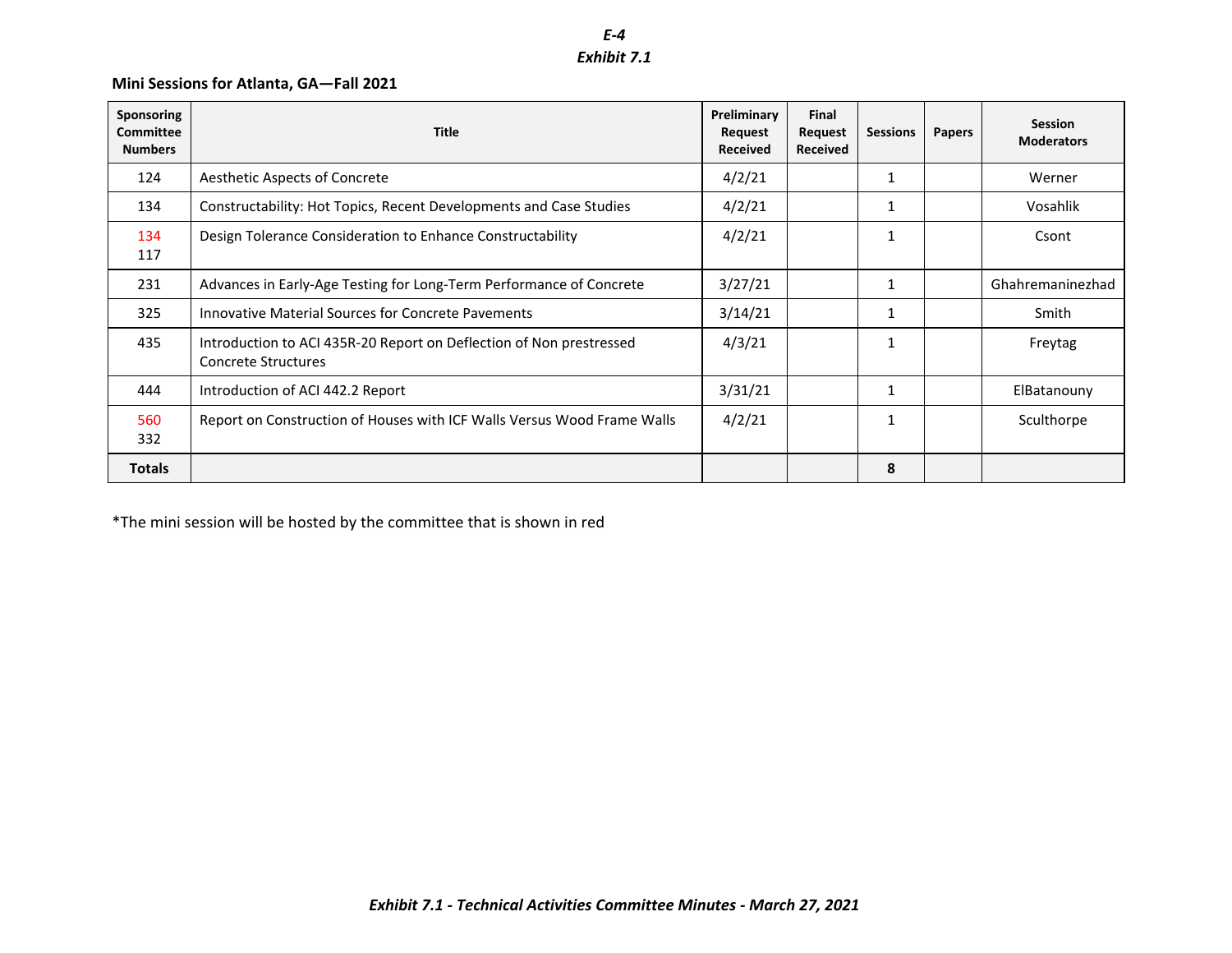*E-4*

*Exhibit 7.1*

**Mini Sessions for Atlanta, GA—Fall 2021**

| Sponsoring Committee Numbers | Title | Preliminary Request Received | Final Request Received | Sessions | Papers | Session Moderators |
|---|---|---|---|---|---|---|
| 124 | Aesthetic Aspects of Concrete | 4/2/21 | | 1 | | Werner |
| 134 | Constructability: Hot Topics, Recent Developments and Case Studies | 4/2/21 | | 1 | | Vosahlik |
| 134 117 | Design Tolerance Consideration to Enhance Constructability | 4/2/21 | | 1 | | Csont |
| 231 | Advances in Early-Age Testing for Long-Term Performance of Concrete | 3/27/21 | | 1 | | Ghahremaninezhad |
| 325 | Innovative Material Sources for Concrete Pavements | 3/14/21 | | 1 | | Smith |
| 435 | Introduction to ACI 435R-20 Report on Deflection of Non prestressed Concrete Structures | 4/3/21 | | 1 | | Freytag |
| 444 | Introduction of ACI 442.2 Report | 3/31/21 | | 1 | | ElBatanouny |
| 560 332 | Report on Construction of Houses with ICF Walls Versus Wood Frame Walls | 4/2/21 | | 1 | | Sculthorpe |
| **Totals** | | | | **8** | | |

*The mini session will be hosted by the committee that is shown in red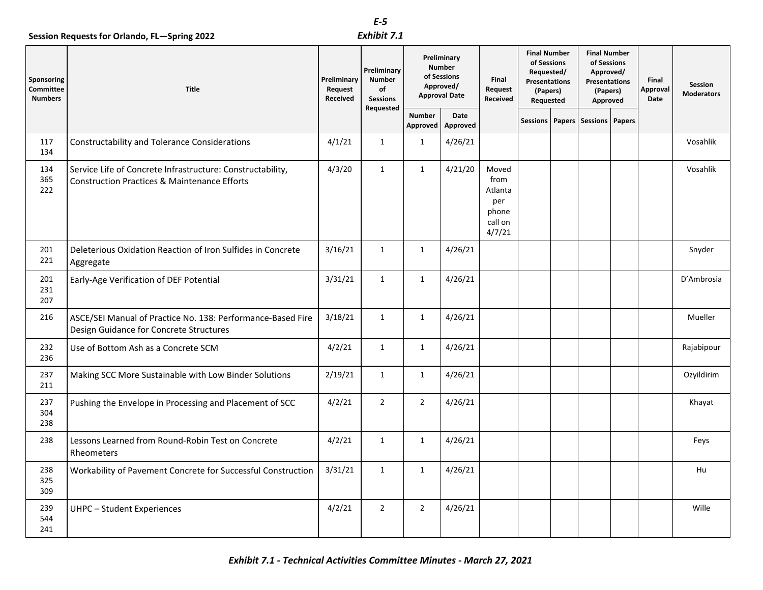**E-5**

***Exhibit 7.1***

**Session Requests for Orlando, FL—Spring 2022**

| Sponsoring Committee Numbers | Title | Preliminary Request Received | Preliminary Number of Sessions Requested | Preliminary Number of Sessions Approved/ Approval Date | | Final Request Received | Final Number of Sessions Requested/ Presentations (Papers) Requested | | Final Number of Sessions Approved/ Presentations (Papers) Approved | | Final Approval Date | Session Moderators |
|---|---|---|---|---|---|---|---|---|---|---|---|---|
| | | | | Number Approved | Date Approved | | Sessions | Papers | Sessions | Papers | | |
| 117 134 | Constructability and Tolerance Considerations | 4/1/21 | 1 | 1 | 4/26/21 | | | | | | | Vosahlik |
| 134 365 222 | Service Life of Concrete Infrastructure: Constructability, Construction Practices & Maintenance Efforts | 4/3/20 | 1 | 1 | 4/21/20 | Moved from Atlanta per phone call on 4/7/21 | | | | | | Vosahlik |
| 201 221 | Deleterious Oxidation Reaction of Iron Sulfides in Concrete Aggregate | 3/16/21 | 1 | 1 | 4/26/21 | | | | | | | Snyder |
| 201 231 207 | Early-Age Verification of DEF Potential | 3/31/21 | 1 | 1 | 4/26/21 | | | | | | | D'Ambrosia |
| 216 | ASCE/SEI Manual of Practice No. 138: Performance-Based Fire Design Guidance for Concrete Structures | 3/18/21 | 1 | 1 | 4/26/21 | | | | | | | Mueller |
| 232 236 | Use of Bottom Ash as a Concrete SCM | 4/2/21 | 1 | 1 | 4/26/21 | | | | | | | Rajabipour |
| 237 211 | Making SCC More Sustainable with Low Binder Solutions | 2/19/21 | 1 | 1 | 4/26/21 | | | | | | | Ozyildirim |
| 237 304 238 | Pushing the Envelope in Processing and Placement of SCC | 4/2/21 | 2 | 2 | 4/26/21 | | | | | | | Khayat |
| 238 | Lessons Learned from Round-Robin Test on Concrete Rheometers | 4/2/21 | 1 | 1 | 4/26/21 | | | | | | | Feys |
| 238 325 309 | Workability of Pavement Concrete for Successful Construction | 3/31/21 | 1 | 1 | 4/26/21 | | | | | | | Hu |
| 239 544 241 | UHPC – Student Experiences | 4/2/21 | 2 | 2 | 4/26/21 | | | | | | | Wille |

***Exhibit 7.1 - Technical Activities Committee Minutes - March 27, 2021***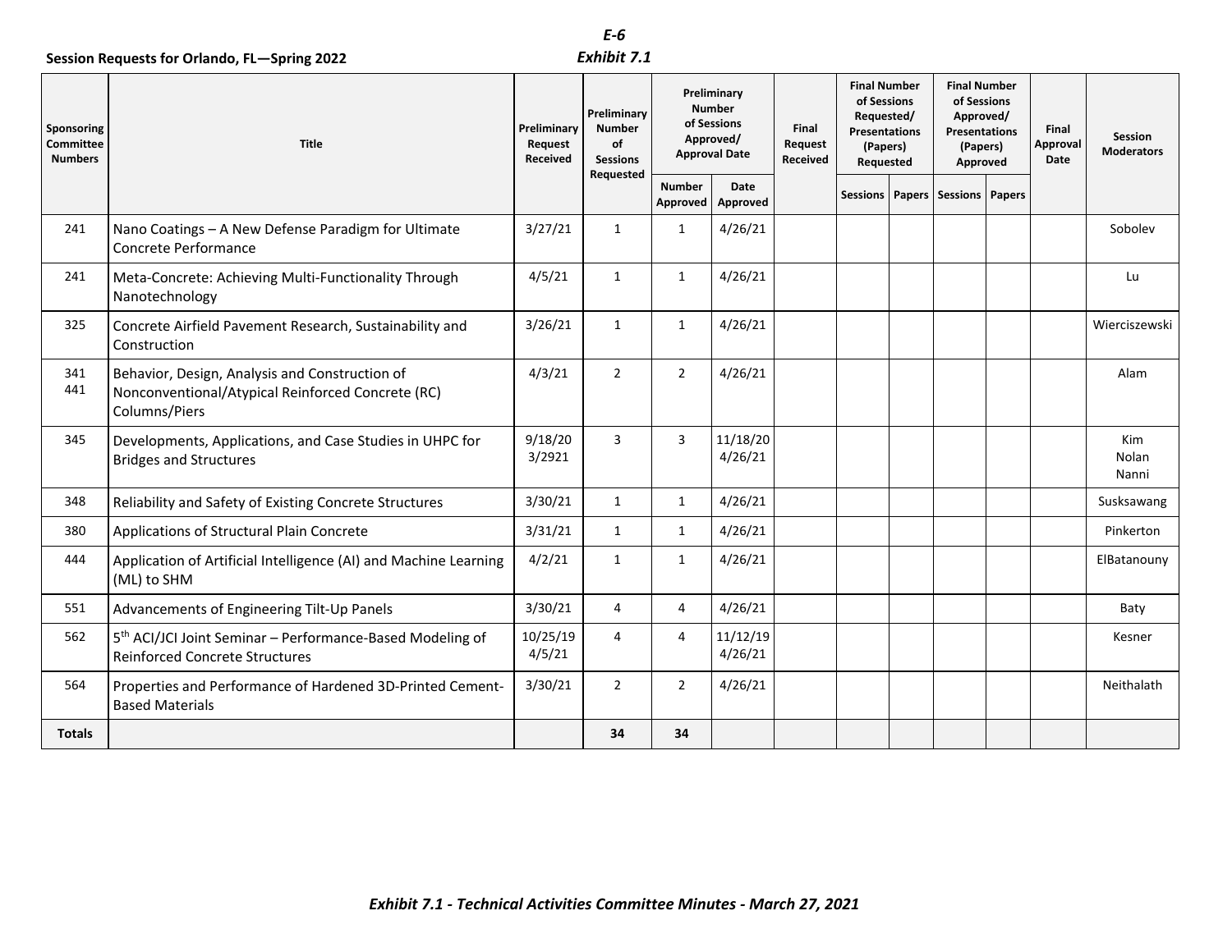E-6

**Session Requests for Orlando, FL—Spring 2022**

***Exhibit 7.1***

| Sponsoring Committee Numbers | Title | Preliminary Request Received | Preliminary Number of Sessions Requested | Preliminary Number of Sessions Approved/ Approval Date | | Final Request Received | Final Number of Sessions Requested/ Presentations (Papers) Requested | | Final Number of Sessions Approved/ Presentations (Papers) Approved | | Final Approval Date | Session Moderators |
|---|---|---|---|---|---|---|---|---|---|---|---|---|
| | | | | Number Approved | Date Approved | | Sessions | Papers | Sessions | Papers | | |
| 241 | Nano Coatings – A New Defense Paradigm for Ultimate Concrete Performance | 3/27/21 | 1 | 1 | 4/26/21 | | | | | | | Sobolev |
| 241 | Meta-Concrete: Achieving Multi-Functionality Through Nanotechnology | 4/5/21 | 1 | 1 | 4/26/21 | | | | | | | Lu |
| 325 | Concrete Airfield Pavement Research, Sustainability and Construction | 3/26/21 | 1 | 1 | 4/26/21 | | | | | | | Wierciszewski |
| 341 441 | Behavior, Design, Analysis and Construction of Nonconventional/Atypical Reinforced Concrete (RC) Columns/Piers | 4/3/21 | 2 | 2 | 4/26/21 | | | | | | | Alam |
| 345 | Developments, Applications, and Case Studies in UHPC for Bridges and Structures | 9/18/20 3/2921 | 3 | 3 | 11/18/20 4/26/21 | | | | | | | Kim Nolan Nanni |
| 348 | Reliability and Safety of Existing Concrete Structures | 3/30/21 | 1 | 1 | 4/26/21 | | | | | | | Susksawang |
| 380 | Applications of Structural Plain Concrete | 3/31/21 | 1 | 1 | 4/26/21 | | | | | | | Pinkerton |
| 444 | Application of Artificial Intelligence (AI) and Machine Learning (ML) to SHM | 4/2/21 | 1 | 1 | 4/26/21 | | | | | | | ElBatanouny |
| 551 | Advancements of Engineering Tilt-Up Panels | 3/30/21 | 4 | 4 | 4/26/21 | | | | | | | Baty |
| 562 | 5th ACI/JCI Joint Seminar – Performance-Based Modeling of Reinforced Concrete Structures | 10/25/19 4/5/21 | 4 | 4 | 11/12/19 4/26/21 | | | | | | | Kesner |
| 564 | Properties and Performance of Hardened 3D-Printed Cement-Based Materials | 3/30/21 | 2 | 2 | 4/26/21 | | | | | | | Neithalath |
| **Totals** | | | **34** | **34** | | | | | | | | |

***Exhibit 7.1 - Technical Activities Committee Minutes - March 27, 2021***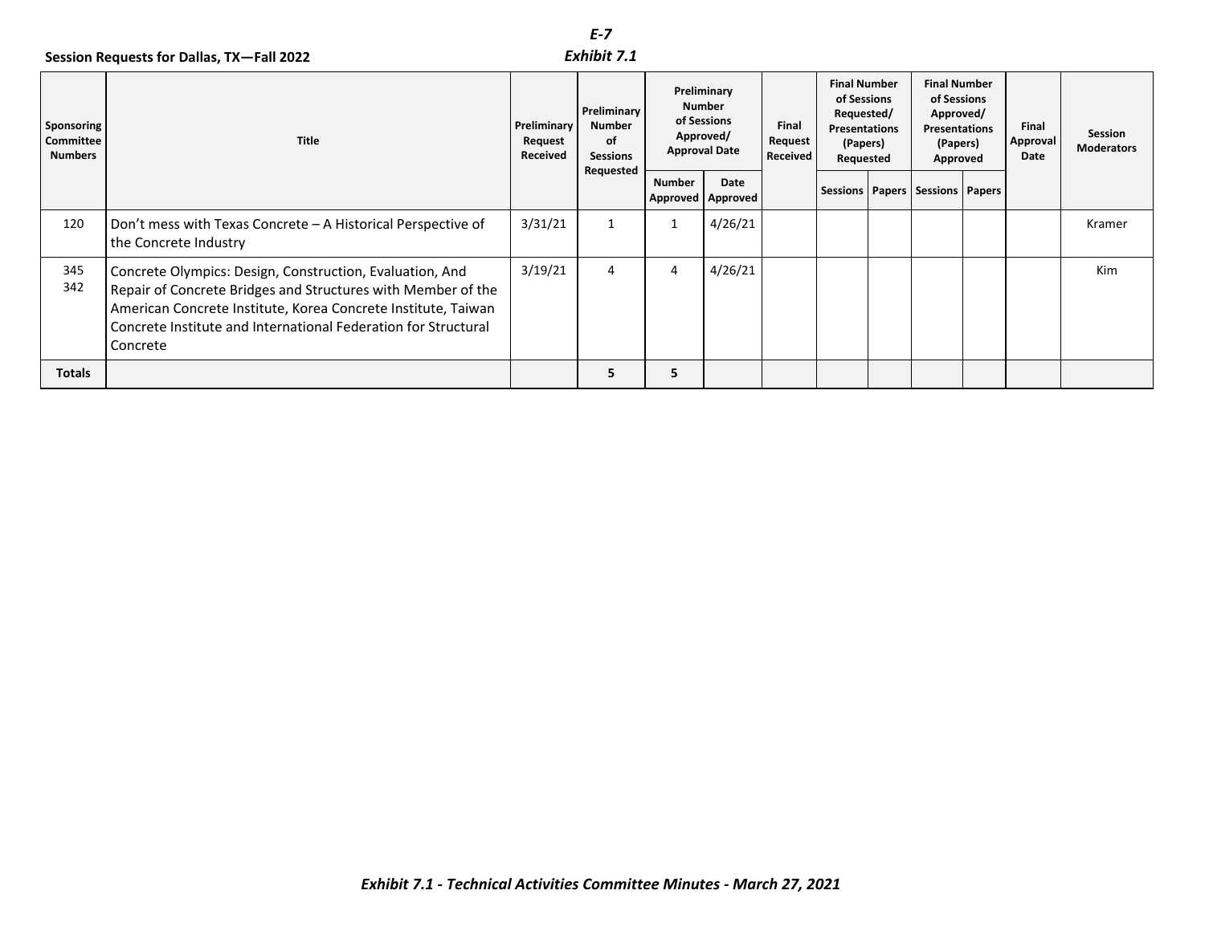*E-7*

***Exhibit 7.1***

**Session Requests for Dallas, TX—Fall 2022**

| Sponsoring Committee Numbers | Title | Preliminary Request Received | Preliminary Number of Sessions Requested | Preliminary Number of Sessions Approved/ Approval Date | | Final Request Received | Final Number of Sessions Requested/ Presentations (Papers) Requested | | Final Number of Sessions Approved/ Presentations (Papers) Approved | | Final Approval Date | Session Moderators |
|---|---|---|---|---|---|---|---|---|---|---|---|---|
| | | | | Number Approved | Date Approved | | Sessions | Papers | Sessions | Papers | | |
| 120 | Don't mess with Texas Concrete – A Historical Perspective of the Concrete Industry | 3/31/21 | 1 | 1 | 4/26/21 | | | | | | | Kramer |
| 345 342 | Concrete Olympics: Design, Construction, Evaluation, And Repair of Concrete Bridges and Structures with Member of the American Concrete Institute, Korea Concrete Institute, Taiwan Concrete Institute and International Federation for Structural Concrete | 3/19/21 | 4 | 4 | 4/26/21 | | | | | | | Kim |
| **Totals** | | | **5** | **5** | | | | | | | | |

***Exhibit 7.1 - Technical Activities Committee Minutes - March 27, 2021***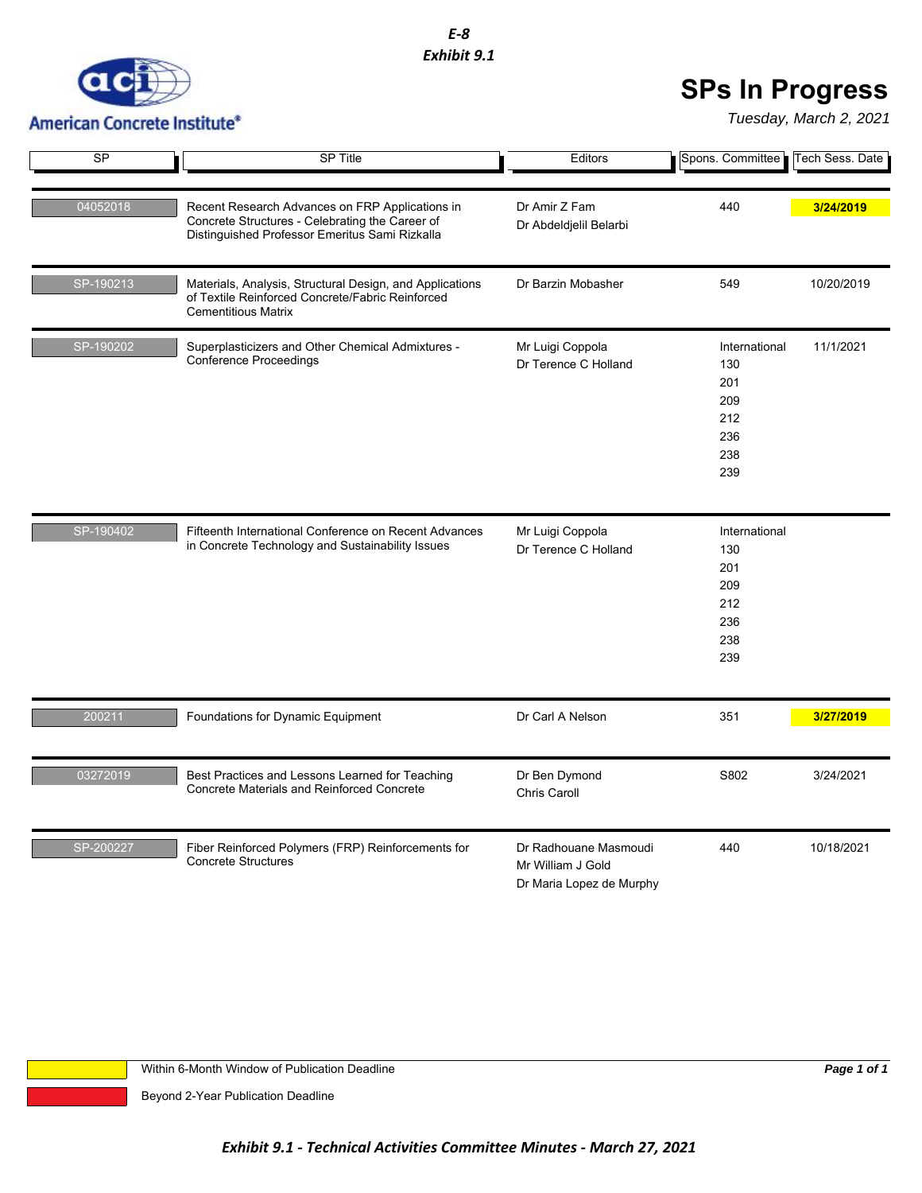E-8
Exhibit 9.1

American Concrete Institute®

# SPs In Progress

*Tuesday, March 2, 2021*

| SP | SP Title | Editors | Spons. Committee | Tech Sess. Date |
|---|---|---|---|---|
| 04052018 | Recent Research Advances on FRP Applications in Concrete Structures - Celebrating the Career of Distinguished Professor Emeritus Sami Rizkalla | Dr Amir Z Fam<br>Dr Abdeldjelil Belarbi | 440 | **3/24/2019** |
| SP-190213 | Materials, Analysis, Structural Design, and Applications of Textile Reinforced Concrete/Fabric Reinforced Cementitious Matrix | Dr Barzin Mobasher | 549 | 10/20/2019 |
| SP-190202 | Superplasticizers and Other Chemical Admixtures - Conference Proceedings | Mr Luigi Coppola<br>Dr Terence C Holland | International<br>130<br>201<br>209<br>212<br>236<br>238<br>239 | 11/1/2021 |
| SP-190402 | Fifteenth International Conference on Recent Advances in Concrete Technology and Sustainability Issues | Mr Luigi Coppola<br>Dr Terence C Holland | International<br>130<br>201<br>209<br>212<br>236<br>238<br>239 | |
| 200211 | Foundations for Dynamic Equipment | Dr Carl A Nelson | 351 | **3/27/2019** |
| 03272019 | Best Practices and Lessons Learned for Teaching Concrete Materials and Reinforced Concrete | Dr Ben Dymond<br>Chris Caroll | S802 | 3/24/2021 |
| SP-200227 | Fiber Reinforced Polymers (FRP) Reinforcements for Concrete Structures | Dr Radhouane Masmoudi<br>Mr William J Gold<br>Dr Maria Lopez de Murphy | 440 | 10/18/2021 |

Yellow: Within 6-Month Window of Publication Deadline

Red: Beyond 2-Year Publication Deadline

*Exhibit 9.1 - Technical Activities Committee Minutes - March 27, 2021*